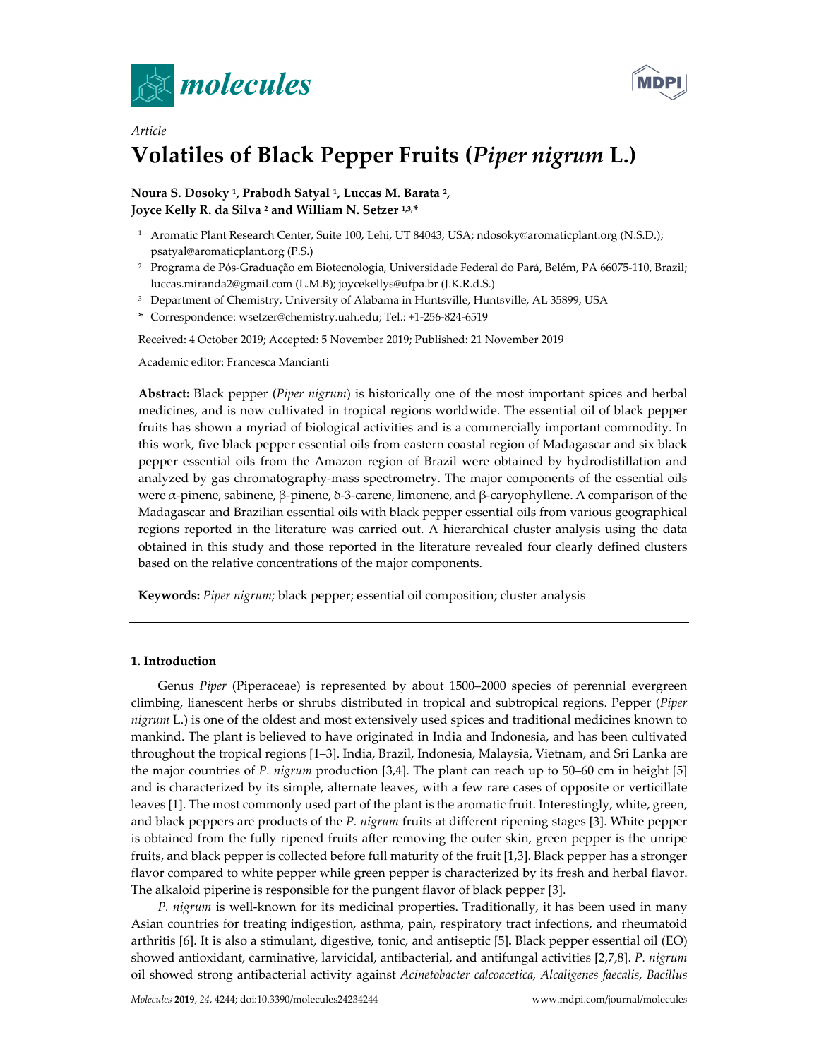*Article*

# Volatiles of Black Pepper Fruits (*Piper nigrum* L.)

**Noura S. Dosoky [1], Prabodh Satyal [1], Luccas M. Barata [2], Joyce Kelly R. da Silva [2] and William N. Setzer [1,3,*]**

[1] Aromatic Plant Research Center, Suite 100, Lehi, UT 84043, USA; ndosoky@aromaticplant.org (N.S.D.); psatyal@aromaticplant.org (P.S.)

[2] Programa de Pós-Graduação em Biotecnologia, Universidade Federal do Pará, Belém, PA 66075-110, Brazil; luccas.miranda2@gmail.com (L.M.B); joycekellys@ufpa.br (J.K.R.d.S.)

[3] Department of Chemistry, University of Alabama in Huntsville, Huntsville, AL 35899, USA

\* Correspondence: wsetzer@chemistry.uah.edu; Tel.: +1-256-824-6519

Received: 4 October 2019; Accepted: 5 November 2019; Published: 21 November 2019

Academic editor: Francesca Mancianti

**Abstract:** Black pepper (*Piper nigrum*) is historically one of the most important spices and herbal medicines, and is now cultivated in tropical regions worldwide. The essential oil of black pepper fruits has shown a myriad of biological activities and is a commercially important commodity. In this work, five black pepper essential oils from eastern coastal region of Madagascar and six black pepper essential oils from the Amazon region of Brazil were obtained by hydrodistillation and analyzed by gas chromatography-mass spectrometry. The major components of the essential oils were α-pinene, sabinene, β-pinene, δ-3-carene, limonene, and β-caryophyllene. A comparison of the Madagascar and Brazilian essential oils with black pepper essential oils from various geographical regions reported in the literature was carried out. A hierarchical cluster analysis using the data obtained in this study and those reported in the literature revealed four clearly defined clusters based on the relative concentrations of the major components.

**Keywords:** *Piper nigrum;* black pepper; essential oil composition; cluster analysis

## 1. Introduction

Genus *Piper* (Piperaceae) is represented by about 1500–2000 species of perennial evergreen climbing, lianescent herbs or shrubs distributed in tropical and subtropical regions. Pepper (*Piper nigrum* L.) is one of the oldest and most extensively used spices and traditional medicines known to mankind. The plant is believed to have originated in India and Indonesia, and has been cultivated throughout the tropical regions [1–3]. India, Brazil, Indonesia, Malaysia, Vietnam, and Sri Lanka are the major countries of *P. nigrum* production [3,4]. The plant can reach up to 50–60 cm in height [5] and is characterized by its simple, alternate leaves, with a few rare cases of opposite or verticillate leaves [1]. The most commonly used part of the plant is the aromatic fruit. Interestingly, white, green, and black peppers are products of the *P. nigrum* fruits at different ripening stages [3]. White pepper is obtained from the fully ripened fruits after removing the outer skin, green pepper is the unripe fruits, and black pepper is collected before full maturity of the fruit [1,3]. Black pepper has a stronger flavor compared to white pepper while green pepper is characterized by its fresh and herbal flavor. The alkaloid piperine is responsible for the pungent flavor of black pepper [3].

*P. nigrum* is well-known for its medicinal properties. Traditionally, it has been used in many Asian countries for treating indigestion, asthma, pain, respiratory tract infections, and rheumatoid arthritis [6]. It is also a stimulant, digestive, tonic, and antiseptic [5]**.** Black pepper essential oil (EO) showed antioxidant, carminative, larvicidal, antibacterial, and antifungal activities [2,7,8]. *P. nigrum* oil showed strong antibacterial activity against *Acinetobacter calcoacetica, Alcaligenes faecalis, Bacillus*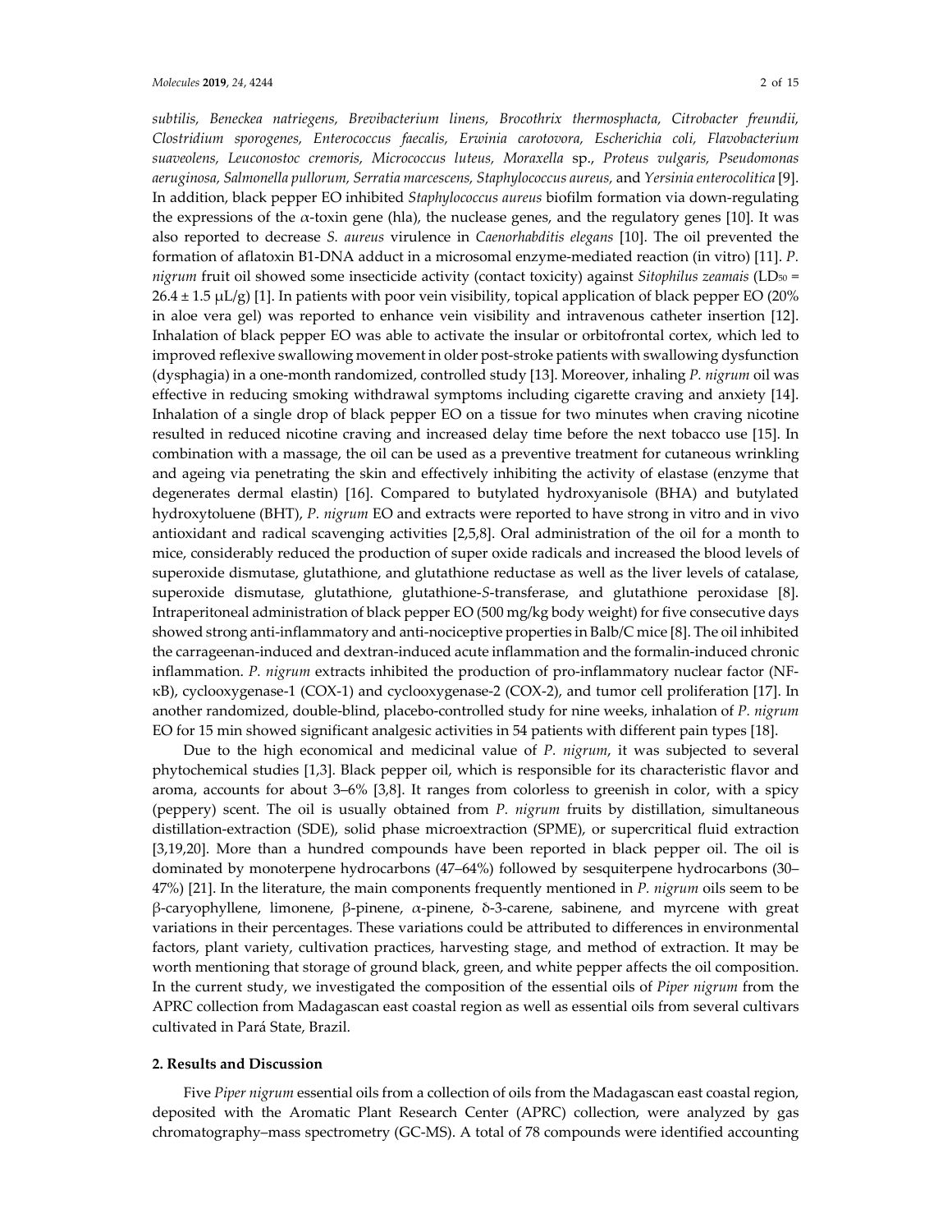*subtilis, Beneckea natriegens, Brevibacterium linens, Brocothrix thermosphacta, Citrobacter freundii, Clostridium sporogenes, Enterococcus faecalis, Erwinia carotovora, Escherichia coli, Flavobacterium suaveolens, Leuconostoc cremoris, Micrococcus luteus, Moraxella* sp., *Proteus vulgaris, Pseudomonas aeruginosa, Salmonella pullorum, Serratia marcescens, Staphylococcus aureus,* and *Yersinia enterocolitica* [9]. In addition, black pepper EO inhibited *Staphylococcus aureus* biofilm formation via down-regulating the expressions of the α-toxin gene (hla), the nuclease genes, and the regulatory genes [10]. It was also reported to decrease *S. aureus* virulence in *Caenorhabditis elegans* [10]. The oil prevented the formation of aflatoxin B1-DNA adduct in a microsomal enzyme-mediated reaction (in vitro) [11]. *P. nigrum* fruit oil showed some insecticide activity (contact toxicity) against *Sitophilus zeamais* ($LD_{50}$ = 26.4 ± 1.5 μL/g) [1]. In patients with poor vein visibility, topical application of black pepper EO (20% in aloe vera gel) was reported to enhance vein visibility and intravenous catheter insertion [12]. Inhalation of black pepper EO was able to activate the insular or orbitofrontal cortex, which led to improved reflexive swallowing movement in older post-stroke patients with swallowing dysfunction (dysphagia) in a one-month randomized, controlled study [13]. Moreover, inhaling *P. nigrum* oil was effective in reducing smoking withdrawal symptoms including cigarette craving and anxiety [14]. Inhalation of a single drop of black pepper EO on a tissue for two minutes when craving nicotine resulted in reduced nicotine craving and increased delay time before the next tobacco use [15]. In combination with a massage, the oil can be used as a preventive treatment for cutaneous wrinkling and ageing via penetrating the skin and effectively inhibiting the activity of elastase (enzyme that degenerates dermal elastin) [16]. Compared to butylated hydroxyanisole (BHA) and butylated hydroxytoluene (BHT), *P. nigrum* EO and extracts were reported to have strong in vitro and in vivo antioxidant and radical scavenging activities [2,5,8]. Oral administration of the oil for a month to mice, considerably reduced the production of super oxide radicals and increased the blood levels of superoxide dismutase, glutathione, and glutathione reductase as well as the liver levels of catalase, superoxide dismutase, glutathione, glutathione-*S*-transferase, and glutathione peroxidase [8]. Intraperitoneal administration of black pepper EO (500 mg/kg body weight) for five consecutive days showed strong anti-inflammatory and anti-nociceptive properties in Balb/C mice [8]. The oil inhibited the carrageenan-induced and dextran-induced acute inflammation and the formalin-induced chronic inflammation. *P. nigrum* extracts inhibited the production of pro-inflammatory nuclear factor (NF-κB), cyclooxygenase-1 (COX-1) and cyclooxygenase-2 (COX-2), and tumor cell proliferation [17]. In another randomized, double-blind, placebo-controlled study for nine weeks, inhalation of *P. nigrum* EO for 15 min showed significant analgesic activities in 54 patients with different pain types [18].

Due to the high economical and medicinal value of *P. nigrum*, it was subjected to several phytochemical studies [1,3]. Black pepper oil, which is responsible for its characteristic flavor and aroma, accounts for about 3–6% [3,8]. It ranges from colorless to greenish in color, with a spicy (peppery) scent. The oil is usually obtained from *P. nigrum* fruits by distillation, simultaneous distillation-extraction (SDE), solid phase microextraction (SPME), or supercritical fluid extraction [3,19,20]. More than a hundred compounds have been reported in black pepper oil. The oil is dominated by monoterpene hydrocarbons (47–64%) followed by sesquiterpene hydrocarbons (30–47%) [21]. In the literature, the main components frequently mentioned in *P. nigrum* oils seem to be β-caryophyllene, limonene, β-pinene, α-pinene, δ-3-carene, sabinene, and myrcene with great variations in their percentages. These variations could be attributed to differences in environmental factors, plant variety, cultivation practices, harvesting stage, and method of extraction. It may be worth mentioning that storage of ground black, green, and white pepper affects the oil composition. In the current study, we investigated the composition of the essential oils of *Piper nigrum* from the APRC collection from Madagascan east coastal region as well as essential oils from several cultivars cultivated in Pará State, Brazil.

## 2. Results and Discussion

Five *Piper nigrum* essential oils from a collection of oils from the Madagascan east coastal region, deposited with the Aromatic Plant Research Center (APRC) collection, were analyzed by gas chromatography–mass spectrometry (GC-MS). A total of 78 compounds were identified accounting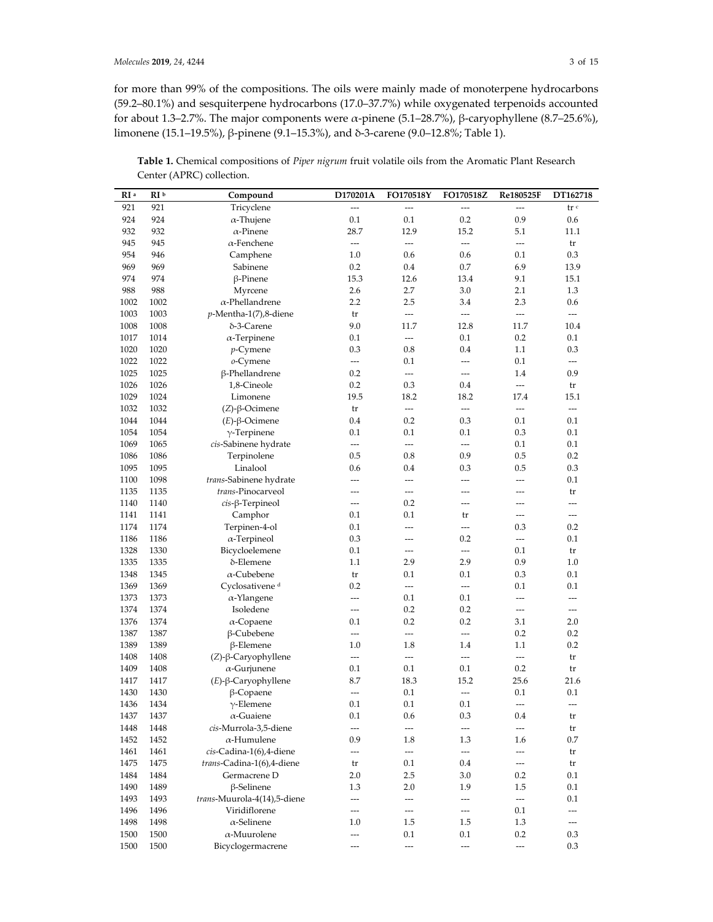for more than 99% of the compositions. The oils were mainly made of monoterpene hydrocarbons (59.2–80.1%) and sesquiterpene hydrocarbons (17.0–37.7%) while oxygenated terpenoids accounted for about 1.3–2.7%. The major components were α-pinene (5.1–28.7%), β-caryophyllene (8.7–25.6%), limonene (15.1–19.5%), β-pinene (9.1–15.3%), and δ-3-carene (9.0–12.8%; Table 1).

**Table 1.** Chemical compositions of *Piper nigrum* fruit volatile oils from the Aromatic Plant Research Center (APRC) collection.

| RI [a] | RI [b] | Compound | D170201A | FO170518Y | FO170518Z | Re180525F | DT162718 |
|---|---|---|---|---|---|---|---|
| 921 | 921 | Tricyclene | --- | --- | --- | --- | tr [c] |
| 924 | 924 | α-Thujene | 0.1 | 0.1 | 0.2 | 0.9 | 0.6 |
| 932 | 932 | α-Pinene | 28.7 | 12.9 | 15.2 | 5.1 | 11.1 |
| 945 | 945 | α-Fenchene | --- | --- | --- | --- | tr |
| 954 | 946 | Camphene | 1.0 | 0.6 | 0.6 | 0.1 | 0.3 |
| 969 | 969 | Sabinene | 0.2 | 0.4 | 0.7 | 6.9 | 13.9 |
| 974 | 974 | β-Pinene | 15.3 | 12.6 | 13.4 | 9.1 | 15.1 |
| 988 | 988 | Myrcene | 2.6 | 2.7 | 3.0 | 2.1 | 1.3 |
| 1002 | 1002 | α-Phellandrene | 2.2 | 2.5 | 3.4 | 2.3 | 0.6 |
| 1003 | 1003 | *p*-Mentha-1(7),8-diene | tr | --- | --- | --- | --- |
| 1008 | 1008 | δ-3-Carene | 9.0 | 11.7 | 12.8 | 11.7 | 10.4 |
| 1017 | 1014 | α-Terpinene | 0.1 | --- | 0.1 | 0.2 | 0.1 |
| 1020 | 1020 | *p*-Cymene | 0.3 | 0.8 | 0.4 | 1.1 | 0.3 |
| 1022 | 1022 | *o*-Cymene | --- | 0.1 | --- | 0.1 | --- |
| 1025 | 1025 | β-Phellandrene | 0.2 | --- | --- | 1.4 | 0.9 |
| 1026 | 1026 | 1,8-Cineole | 0.2 | 0.3 | 0.4 | --- | tr |
| 1029 | 1024 | Limonene | 19.5 | 18.2 | 18.2 | 17.4 | 15.1 |
| 1032 | 1032 | (*Z*)-β-Ocimene | tr | --- | --- | --- | --- |
| 1044 | 1044 | (*E*)-β-Ocimene | 0.4 | 0.2 | 0.3 | 0.1 | 0.1 |
| 1054 | 1054 | γ-Terpinene | 0.1 | 0.1 | 0.1 | 0.3 | 0.1 |
| 1069 | 1065 | *cis*-Sabinene hydrate | --- | --- | --- | 0.1 | 0.1 |
| 1086 | 1086 | Terpinolene | 0.5 | 0.8 | 0.9 | 0.5 | 0.2 |
| 1095 | 1095 | Linalool | 0.6 | 0.4 | 0.3 | 0.5 | 0.3 |
| 1100 | 1098 | *trans*-Sabinene hydrate | --- | --- | --- | --- | 0.1 |
| 1135 | 1135 | *trans*-Pinocarveol | --- | --- | --- | --- | tr |
| 1140 | 1140 | *cis*-β-Terpineol | --- | 0.2 | --- | --- | --- |
| 1141 | 1141 | Camphor | 0.1 | 0.1 | tr | --- | --- |
| 1174 | 1174 | Terpinen-4-ol | 0.1 | --- | --- | 0.3 | 0.2 |
| 1186 | 1186 | α-Terpineol | 0.3 | --- | 0.2 | --- | 0.1 |
| 1328 | 1330 | Bicycloelemene | 0.1 | --- | --- | 0.1 | tr |
| 1335 | 1335 | δ-Elemene | 1.1 | 2.9 | 2.9 | 0.9 | 1.0 |
| 1348 | 1345 | α-Cubebene | tr | 0.1 | 0.1 | 0.3 | 0.1 |
| 1369 | 1369 | Cyclosativene [d] | 0.2 | --- | --- | 0.1 | 0.1 |
| 1373 | 1373 | α-Ylangene | --- | 0.1 | 0.1 | --- | --- |
| 1374 | 1374 | Isoledene | --- | 0.2 | 0.2 | --- | --- |
| 1376 | 1374 | α-Copaene | 0.1 | 0.2 | 0.2 | 3.1 | 2.0 |
| 1387 | 1387 | β-Cubebene | --- | --- | --- | 0.2 | 0.2 |
| 1389 | 1389 | β-Elemene | 1.0 | 1.8 | 1.4 | 1.1 | 0.2 |
| 1408 | 1408 | (*Z*)-β-Caryophyllene | --- | --- | --- | --- | tr |
| 1409 | 1408 | α-Gurjunene | 0.1 | 0.1 | 0.1 | 0.2 | tr |
| 1417 | 1417 | (*E*)-β-Caryophyllene | 8.7 | 18.3 | 15.2 | 25.6 | 21.6 |
| 1430 | 1430 | β-Copaene | --- | 0.1 | --- | 0.1 | 0.1 |
| 1436 | 1434 | γ-Elemene | 0.1 | 0.1 | 0.1 | --- | --- |
| 1437 | 1437 | α-Guaiene | 0.1 | 0.6 | 0.3 | 0.4 | tr |
| 1448 | 1448 | *cis*-Murrola-3,5-diene | --- | --- | --- | --- | tr |
| 1452 | 1452 | α-Humulene | 0.9 | 1.8 | 1.3 | 1.6 | 0.7 |
| 1461 | 1461 | *cis*-Cadina-1(6),4-diene | --- | --- | --- | --- | tr |
| 1475 | 1475 | *trans*-Cadina-1(6),4-diene | tr | 0.1 | 0.4 | --- | tr |
| 1484 | 1484 | Germacrene D | 2.0 | 2.5 | 3.0 | 0.2 | 0.1 |
| 1490 | 1489 | β-Selinene | 1.3 | 2.0 | 1.9 | 1.5 | 0.1 |
| 1493 | 1493 | *trans*-Muurola-4(14),5-diene | --- | --- | --- | --- | 0.1 |
| 1496 | 1496 | Viridiflorene | --- | --- | --- | 0.1 | --- |
| 1498 | 1498 | α-Selinene | 1.0 | 1.5 | 1.5 | 1.3 | --- |
| 1500 | 1500 | α-Muurolene | --- | 0.1 | 0.1 | 0.2 | 0.3 |
| 1500 | 1500 | Bicyclogermacrene | --- | --- | --- | --- | 0.3 |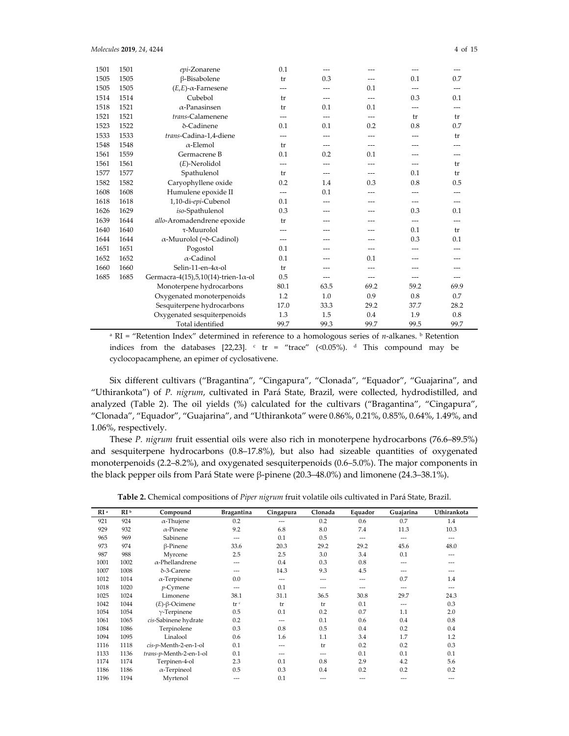| | | | | | | | |
|---|---|---|---|---|---|---|---|
| 1501 | 1501 | *epi*-Zonarene | 0.1 | --- | --- | --- | --- |
| 1505 | 1505 | β-Bisabolene | tr | 0.3 | --- | 0.1 | 0.7 |
| 1505 | 1505 | (*E*,*E*)-α-Farnesene | --- | --- | 0.1 | --- | --- |
| 1514 | 1514 | Cubebol | tr | --- | --- | 0.3 | 0.1 |
| 1518 | 1521 | α-Panasinsen | tr | 0.1 | 0.1 | --- | --- |
| 1521 | 1521 | *trans*-Calamenene | --- | --- | --- | tr | tr |
| 1523 | 1522 | δ-Cadinene | 0.1 | 0.1 | 0.2 | 0.8 | 0.7 |
| 1533 | 1533 | *trans*-Cadina-1,4-diene | --- | --- | --- | --- | tr |
| 1548 | 1548 | α-Elemol | tr | --- | --- | --- | --- |
| 1561 | 1559 | Germacrene B | 0.1 | 0.2 | 0.1 | --- | --- |
| 1561 | 1561 | (*E*)-Nerolidol | --- | --- | --- | --- | tr |
| 1577 | 1577 | Spathulenol | tr | --- | --- | 0.1 | tr |
| 1582 | 1582 | Caryophyllene oxide | 0.2 | 1.4 | 0.3 | 0.8 | 0.5 |
| 1608 | 1608 | Humulene epoxide II | --- | 0.1 | --- | --- | --- |
| 1618 | 1618 | 1,10-di-*epi*-Cubenol | 0.1 | --- | --- | --- | --- |
| 1626 | 1629 | *iso*-Spathulenol | 0.3 | --- | --- | 0.3 | 0.1 |
| 1639 | 1644 | *allo*-Aromadendrene epoxide | tr | --- | --- | --- | --- |
| 1640 | 1640 | τ-Muurolol | --- | --- | --- | 0.1 | tr |
| 1644 | 1644 | α-Muurolol (=δ-Cadinol) | --- | --- | --- | 0.3 | 0.1 |
| 1651 | 1651 | Pogostol | 0.1 | --- | --- | --- | --- |
| 1652 | 1652 | α-Cadinol | 0.1 | --- | 0.1 | --- | --- |
| 1660 | 1660 | Selin-11-en-4α-ol | tr | --- | --- | --- | --- |
| 1685 | 1685 | Germacra-4(15),5,10(14)-trien-1α-ol | 0.5 | --- | --- | --- | --- |
| | | Monoterpene hydrocarbons | 80.1 | 63.5 | 69.2 | 59.2 | 69.9 |
| | | Oxygenated monoterpenoids | 1.2 | 1.0 | 0.9 | 0.8 | 0.7 |
| | | Sesquiterpene hydrocarbons | 17.0 | 33.3 | 29.2 | 37.7 | 28.2 |
| | | Oxygenated sesquiterpenoids | 1.3 | 1.5 | 0.4 | 1.9 | 0.8 |
| | | Total identified | 99.7 | 99.3 | 99.7 | 99.5 | 99.7 |

[a] RI = "Retention Index" determined in reference to a homologous series of *n*-alkanes. [b] Retention indices from the databases [22,23]. [c] tr = "trace" (<0.05%). [d] This compound may be cyclocopacamphene, an epimer of cyclosativene.

Six different cultivars ("Bragantina", "Cingapura", "Clonada", "Equador", "Guajarina", and "Uthirankota") of *P. nigrum*, cultivated in Pará State, Brazil, were collected, hydrodistilled, and analyzed (Table 2). The oil yields (%) calculated for the cultivars ("Bragantina", "Cingapura", "Clonada", "Equador", "Guajarina", and "Uthirankota" were 0.86%, 0.21%, 0.85%, 0.64%, 1.49%, and 1.06%, respectively.

These *P. nigrum* fruit essential oils were also rich in monoterpene hydrocarbons (76.6–89.5%) and sesquiterpene hydrocarbons (0.8–17.8%), but also had sizeable quantities of oxygenated monoterpenoids (2.2–8.2%), and oxygenated sesquiterpenoids (0.6–5.0%). The major components in the black pepper oils from Pará State were β-pinene (20.3–48.0%) and limonene (24.3–38.1%).

**Table 2.** Chemical compositions of *Piper nigrum* fruit volatile oils cultivated in Pará State, Brazil.

| RI [a] | RI [b] | Compound | Bragantina | Cingapura | Clonada | Equador | Guajarina | Uthirankota |
|---|---|---|---|---|---|---|---|---|
| 921 | 924 | α-Thujene | 0.2 | --- | 0.2 | 0.6 | 0.7 | 1.4 |
| 929 | 932 | α-Pinene | 9.2 | 6.8 | 8.0 | 7.4 | 11.3 | 10.3 |
| 965 | 969 | Sabinene | --- | 0.1 | 0.5 | --- | --- | --- |
| 973 | 974 | β-Pinene | 33.6 | 20.3 | 29.2 | 29.2 | 45.6 | 48.0 |
| 987 | 988 | Myrcene | 2.5 | 2.5 | 3.0 | 3.4 | 0.1 | --- |
| 1001 | 1002 | α-Phellandrene | --- | 0.4 | 0.3 | 0.8 | --- | --- |
| 1007 | 1008 | δ-3-Carene | --- | 14.3 | 9.3 | 4.5 | --- | --- |
| 1012 | 1014 | α-Terpinene | 0.0 | --- | --- | --- | 0.7 | 1.4 |
| 1018 | 1020 | *p*-Cymene | --- | 0.1 | --- | --- | --- | --- |
| 1025 | 1024 | Limonene | 38.1 | 31.1 | 36.5 | 30.8 | 29.7 | 24.3 |
| 1042 | 1044 | (*E*)-β-Ocimene | tr [c] | tr | tr | 0.1 | --- | 0.3 |
| 1054 | 1054 | γ-Terpinene | 0.5 | 0.1 | 0.2 | 0.7 | 1.1 | 2.0 |
| 1061 | 1065 | *cis*-Sabinene hydrate | 0.2 | --- | 0.1 | 0.6 | 0.4 | 0.8 |
| 1084 | 1086 | Terpinolene | 0.3 | 0.8 | 0.5 | 0.4 | 0.2 | 0.4 |
| 1094 | 1095 | Linalool | 0.6 | 1.6 | 1.1 | 3.4 | 1.7 | 1.2 |
| 1116 | 1118 | *cis*-*p*-Menth-2-en-1-ol | 0.1 | --- | tr | 0.2 | 0.2 | 0.3 |
| 1133 | 1136 | *trans*-*p*-Menth-2-en-1-ol | 0.1 | --- | --- | 0.1 | 0.1 | 0.1 |
| 1174 | 1174 | Terpinen-4-ol | 2.3 | 0.1 | 0.8 | 2.9 | 4.2 | 5.6 |
| 1186 | 1186 | α-Terpineol | 0.5 | 0.3 | 0.4 | 0.2 | 0.2 | 0.2 |
| 1196 | 1194 | Myrtenol | --- | 0.1 | --- | --- | --- | --- |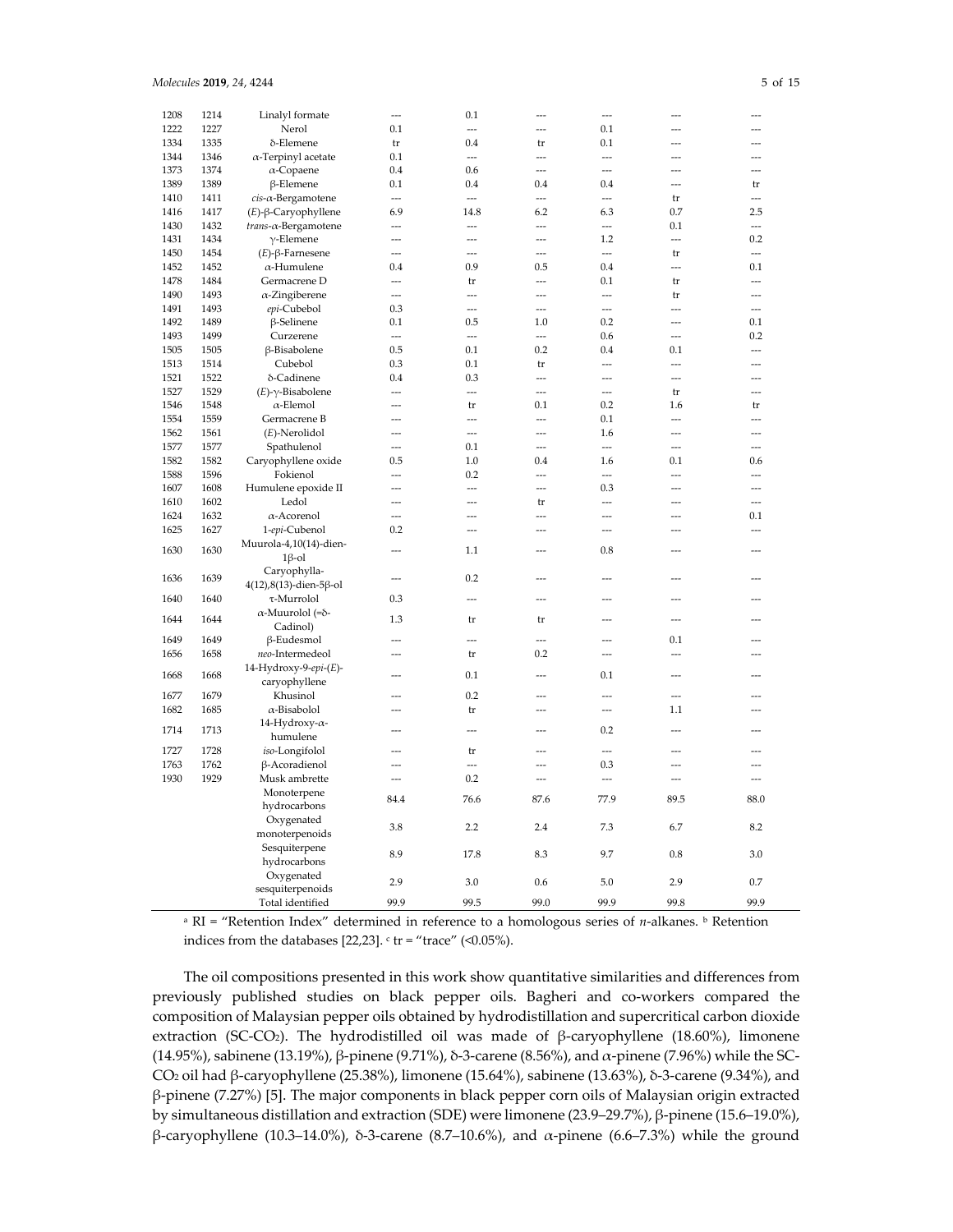| 1208 | 1214 | Linalyl formate | --- | 0.1 | --- | --- | --- | --- |
|---|---|---|---|---|---|---|---|---|
| 1222 | 1227 | Nerol | 0.1 | --- | --- | 0.1 | --- | --- |
| 1334 | 1335 | δ-Elemene | tr | 0.4 | tr | 0.1 | --- | --- |
| 1344 | 1346 | α-Terpinyl acetate | 0.1 | --- | --- | --- | --- | --- |
| 1373 | 1374 | α-Copaene | 0.4 | 0.6 | --- | --- | --- | --- |
| 1389 | 1389 | β-Elemene | 0.1 | 0.4 | 0.4 | 0.4 | --- | tr |
| 1410 | 1411 | *cis*-α-Bergamotene | --- | --- | --- | --- | tr | --- |
| 1416 | 1417 | (*E*)-β-Caryophyllene | 6.9 | 14.8 | 6.2 | 6.3 | 0.7 | 2.5 |
| 1430 | 1432 | *trans*-α-Bergamotene | --- | --- | --- | --- | 0.1 | --- |
| 1431 | 1434 | γ-Elemene | --- | --- | --- | 1.2 | --- | 0.2 |
| 1450 | 1454 | (*E*)-β-Farnesene | --- | --- | --- | --- | tr | --- |
| 1452 | 1452 | α-Humulene | 0.4 | 0.9 | 0.5 | 0.4 | --- | 0.1 |
| 1478 | 1484 | Germacrene D | --- | tr | --- | 0.1 | tr | --- |
| 1490 | 1493 | α-Zingiberene | --- | --- | --- | --- | tr | --- |
| 1491 | 1493 | *epi*-Cubebol | 0.3 | --- | --- | --- | --- | --- |
| 1492 | 1489 | β-Selinene | 0.1 | 0.5 | 1.0 | 0.2 | --- | 0.1 |
| 1493 | 1499 | Curzerene | --- | --- | --- | 0.6 | --- | 0.2 |
| 1505 | 1505 | β-Bisabolene | 0.5 | 0.1 | 0.2 | 0.4 | 0.1 | --- |
| 1513 | 1514 | Cubebol | 0.3 | 0.1 | tr | --- | --- | --- |
| 1521 | 1522 | δ-Cadinene | 0.4 | 0.3 | --- | --- | --- | --- |
| 1527 | 1529 | (*E*)-γ-Bisabolene | --- | --- | --- | --- | tr | --- |
| 1546 | 1548 | α-Elemol | --- | tr | 0.1 | 0.2 | 1.6 | tr |
| 1554 | 1559 | Germacrene B | --- | --- | --- | 0.1 | --- | --- |
| 1562 | 1561 | (*E*)-Nerolidol | --- | --- | --- | 1.6 | --- | --- |
| 1577 | 1577 | Spathulenol | --- | 0.1 | --- | --- | --- | --- |
| 1582 | 1582 | Caryophyllene oxide | 0.5 | 1.0 | 0.4 | 1.6 | 0.1 | 0.6 |
| 1588 | 1596 | Fokienol | --- | 0.2 | --- | --- | --- | --- |
| 1607 | 1608 | Humulene epoxide II | --- | --- | --- | 0.3 | --- | --- |
| 1610 | 1602 | Ledol | --- | --- | tr | --- | --- | --- |
| 1624 | 1632 | α-Acorenol | --- | --- | --- | --- | --- | 0.1 |
| 1625 | 1627 | 1-*epi*-Cubenol | 0.2 | --- | --- | --- | --- | --- |
| 1630 | 1630 | Muurola-4,10(14)-dien-1β-ol | --- | 1.1 | --- | 0.8 | --- | --- |
| 1636 | 1639 | Caryophylla-4(12),8(13)-dien-5β-ol | --- | 0.2 | --- | --- | --- | --- |
| 1640 | 1640 | τ-Murrolol | 0.3 | --- | --- | --- | --- | --- |
| 1644 | 1644 | α-Muurolol (=δ-Cadinol) | 1.3 | tr | tr | --- | --- | --- |
| 1649 | 1649 | β-Eudesmol | --- | --- | --- | --- | 0.1 | --- |
| 1656 | 1658 | *neo*-Intermedeol | --- | tr | 0.2 | --- | --- | --- |
| 1668 | 1668 | 14-Hydroxy-9-*epi*-(*E*)-caryophyllene | --- | 0.1 | --- | 0.1 | --- | --- |
| 1677 | 1679 | Khusinol | --- | 0.2 | --- | --- | --- | --- |
| 1682 | 1685 | α-Bisabolol | --- | tr | --- | --- | 1.1 | --- |
| 1714 | 1713 | 14-Hydroxy-α-humulene | --- | --- | --- | 0.2 | --- | --- |
| 1727 | 1728 | *iso*-Longifolol | --- | tr | --- | --- | --- | --- |
| 1763 | 1762 | β-Acoradienol | --- | --- | --- | 0.3 | --- | --- |
| 1930 | 1929 | Musk ambrette | --- | 0.2 | --- | --- | --- | --- |
| | | Monoterpene hydrocarbons | 84.4 | 76.6 | 87.6 | 77.9 | 89.5 | 88.0 |
| | | Oxygenated monoterpenoids | 3.8 | 2.2 | 2.4 | 7.3 | 6.7 | 8.2 |
| | | Sesquiterpene hydrocarbons | 8.9 | 17.8 | 8.3 | 9.7 | 0.8 | 3.0 |
| | | Oxygenated sesquiterpenoids | 2.9 | 3.0 | 0.6 | 5.0 | 2.9 | 0.7 |
| | | Total identified | 99.9 | 99.5 | 99.0 | 99.9 | 99.8 | 99.9 |

[a] RI = "Retention Index" determined in reference to a homologous series of *n*-alkanes. [b] Retention indices from the databases [22,23]. [c] tr = "trace" (<0.05%).

The oil compositions presented in this work show quantitative similarities and differences from previously published studies on black pepper oils. Bagheri and co-workers compared the composition of Malaysian pepper oils obtained by hydrodistillation and supercritical carbon dioxide extraction (SC-$CO_2$). The hydrodistilled oil was made of β-caryophyllene (18.60%), limonene (14.95%), sabinene (13.19%), β-pinene (9.71%), δ-3-carene (8.56%), and α-pinene (7.96%) while the SC-$CO_2$ oil had β-caryophyllene (25.38%), limonene (15.64%), sabinene (13.63%), δ-3-carene (9.34%), and β-pinene (7.27%) [5]. The major components in black pepper corn oils of Malaysian origin extracted by simultaneous distillation and extraction (SDE) were limonene (23.9–29.7%), β-pinene (15.6–19.0%), β-caryophyllene (10.3–14.0%), δ-3-carene (8.7–10.6%), and α-pinene (6.6–7.3%) while the ground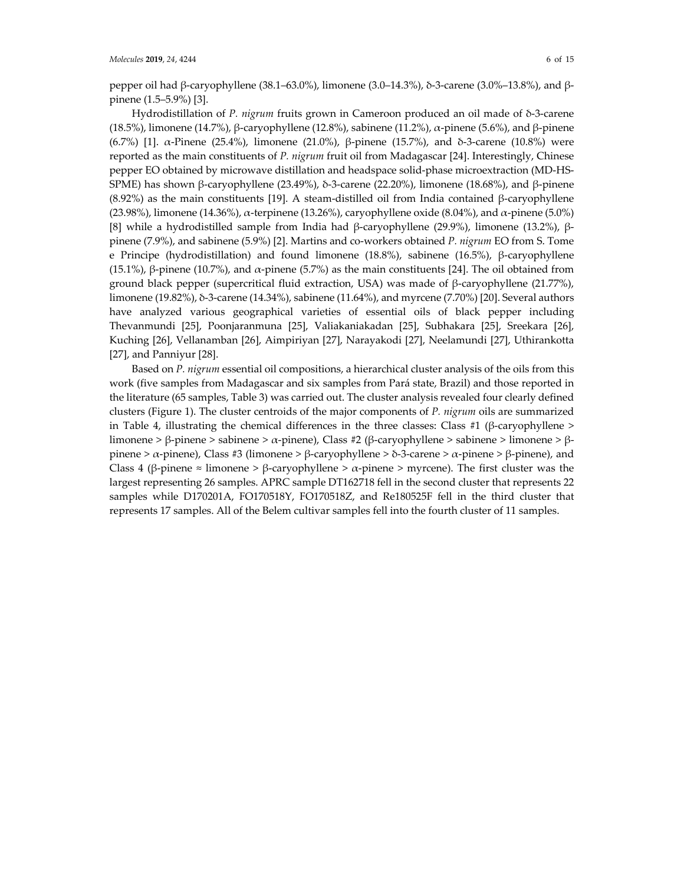pepper oil had β-caryophyllene (38.1–63.0%), limonene (3.0–14.3%), δ-3-carene (3.0%–13.8%), and β-pinene (1.5–5.9%) [3].

Hydrodistillation of *P. nigrum* fruits grown in Cameroon produced an oil made of δ-3-carene (18.5%), limonene (14.7%), β-caryophyllene (12.8%), sabinene (11.2%), α-pinene (5.6%), and β-pinene (6.7%) [1]. α-Pinene (25.4%), limonene (21.0%), β-pinene (15.7%), and δ-3-carene (10.8%) were reported as the main constituents of *P. nigrum* fruit oil from Madagascar [24]. Interestingly, Chinese pepper EO obtained by microwave distillation and headspace solid-phase microextraction (MD-HS-SPME) has shown β-caryophyllene (23.49%), δ-3-carene (22.20%), limonene (18.68%), and β-pinene (8.92%) as the main constituents [19]. A steam-distilled oil from India contained β-caryophyllene (23.98%), limonene (14.36%), α-terpinene (13.26%), caryophyllene oxide (8.04%), and α-pinene (5.0%) [8] while a hydrodistilled sample from India had β-caryophyllene (29.9%), limonene (13.2%), β-pinene (7.9%), and sabinene (5.9%) [2]. Martins and co-workers obtained *P. nigrum* EO from S. Tome e Principe (hydrodistillation) and found limonene (18.8%), sabinene (16.5%), β-caryophyllene (15.1%), β-pinene (10.7%), and α-pinene (5.7%) as the main constituents [24]. The oil obtained from ground black pepper (supercritical fluid extraction, USA) was made of β-caryophyllene (21.77%), limonene (19.82%), δ-3-carene (14.34%), sabinene (11.64%), and myrcene (7.70%) [20]. Several authors have analyzed various geographical varieties of essential oils of black pepper including Thevanmundi [25], Poonjaranmuna [25], Valiakaniakadan [25], Subhakara [25], Sreekara [26], Kuching [26], Vellanamban [26], Aimpiriyan [27], Narayakodi [27], Neelamundi [27], Uthirankotta [27], and Panniyur [28].

Based on *P. nigrum* essential oil compositions, a hierarchical cluster analysis of the oils from this work (five samples from Madagascar and six samples from Pará state, Brazil) and those reported in the literature (65 samples, Table 3) was carried out. The cluster analysis revealed four clearly defined clusters (Figure 1). The cluster centroids of the major components of *P. nigrum* oils are summarized in Table 4, illustrating the chemical differences in the three classes: Class #1 (β-caryophyllene > limonene > β-pinene > sabinene > α-pinene), Class #2 (β-caryophyllene > sabinene > limonene > β-pinene > α-pinene), Class #3 (limonene > β-caryophyllene > δ-3-carene > α-pinene > β-pinene), and Class 4 (β-pinene ≈ limonene > β-caryophyllene > α-pinene > myrcene). The first cluster was the largest representing 26 samples. APRC sample DT162718 fell in the second cluster that represents 22 samples while D170201A, FO170518Y, FO170518Z, and Re180525F fell in the third cluster that represents 17 samples. All of the Belem cultivar samples fell into the fourth cluster of 11 samples.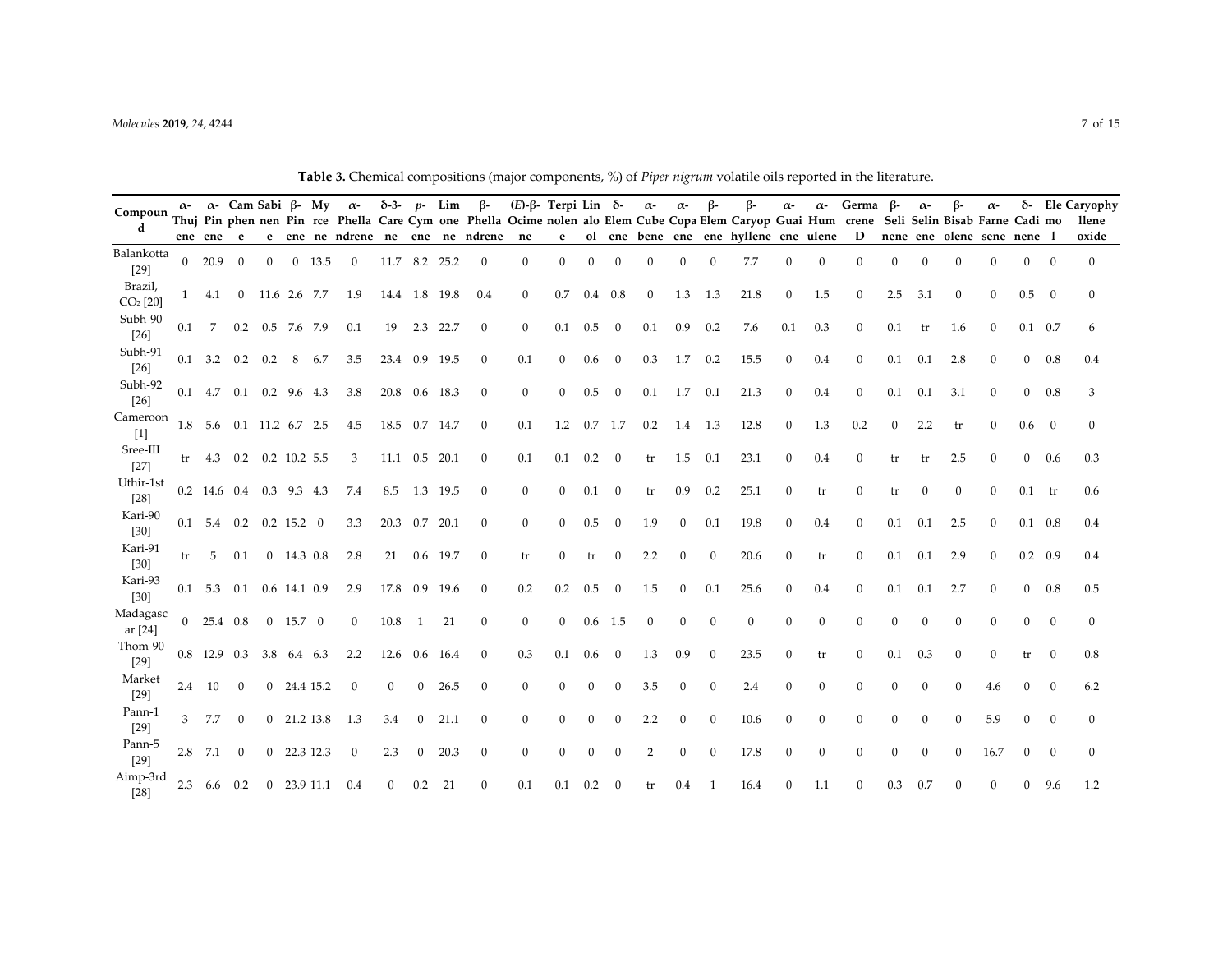**Table 3.** Chemical compositions (major components, %) of *Piper nigrum* volatile oils reported in the literature.

| Compound | α-Thujene | α-Pinene | Camphene | Sabinene | β-Pinene | Myrcene | α-Phellandrene | δ-3-Carene | *p*-Cymene | Limonene | β-Phellandrene | (*E*)-β-Ocimene | Terpinolene | Linalool | δ-Elemene | α-Cubebene | α-Copaene | β-Elemene | β-Caryophyllene | α-Guaiene | α-Humulene | Germacrene D | β-Selinene | α-Selinene | β-Bisabolene | α-Farnesene | δ-Cadinene | Elemol | Caryophyllene oxide |
|---|---|---|---|---|---|---|---|---|---|---|---|---|---|---|---|---|---|---|---|---|---|---|---|---|---|---|---|---|---|
| Balankotta [29] | 0 | 20.9 | 0 | 0 | 0 | 13.5 | 0 | 11.7 | 8.2 | 25.2 | 0 | 0 | 0 | 0 | 0 | 0 | 0 | 0 | 7.7 | 0 | 0 | 0 | 0 | 0 | 0 | 0 | 0 | 0 | 0 |
| Brazil, $CO_2$ [20] | 1 | 4.1 | 0 | 11.6 | 2.6 | 7.7 | 1.9 | 14.4 | 1.8 | 19.8 | 0.4 | 0 | 0.7 | 0.4 | 0.8 | 0 | 1.3 | 1.3 | 21.8 | 0 | 1.5 | 0 | 2.5 | 3.1 | 0 | 0 | 0.5 | 0 | 0 |
| Subh-90 [26] | 0.1 | 7 | 0.2 | 0.5 | 7.6 | 7.9 | 0.1 | 19 | 2.3 | 22.7 | 0 | 0 | 0.1 | 0.5 | 0 | 0.1 | 0.9 | 0.2 | 7.6 | 0.1 | 0.3 | 0 | 0.1 | tr | 1.6 | 0 | 0.1 | 0.7 | 6 |
| Subh-91 [26] | 0.1 | 3.2 | 0.2 | 0.2 | 8 | 6.7 | 3.5 | 23.4 | 0.9 | 19.5 | 0 | 0.1 | 0 | 0.6 | 0 | 0.3 | 1.7 | 0.2 | 15.5 | 0 | 0.4 | 0 | 0.1 | 0.1 | 2.8 | 0 | 0 | 0.8 | 0.4 |
| Subh-92 [26] | 0.1 | 4.7 | 0.1 | 0.2 | 9.6 | 4.3 | 3.8 | 20.8 | 0.6 | 18.3 | 0 | 0 | 0 | 0.5 | 0 | 0.1 | 1.7 | 0.1 | 21.3 | 0 | 0.4 | 0 | 0.1 | 0.1 | 3.1 | 0 | 0 | 0.8 | 3 |
| Cameroon [1] | 1.8 | 5.6 | 0.1 | 11.2 | 6.7 | 2.5 | 4.5 | 18.5 | 0.7 | 14.7 | 0 | 0.1 | 1.2 | 0.7 | 1.7 | 0.2 | 1.4 | 1.3 | 12.8 | 0 | 1.3 | 0.2 | 0 | 2.2 | tr | 0 | 0.6 | 0 | 0 |
| Sree-III [27] | tr | 4.3 | 0.2 | 0.2 | 10.2 | 5.5 | 3 | 11.1 | 0.5 | 20.1 | 0 | 0.1 | 0.1 | 0.2 | 0 | tr | 1.5 | 0.1 | 23.1 | 0 | 0.4 | 0 | tr | tr | 2.5 | 0 | 0 | 0.6 | 0.3 |
| Uthir-1st [28] | 0.2 | 14.6 | 0.4 | 0.3 | 9.3 | 4.3 | 7.4 | 8.5 | 1.3 | 19.5 | 0 | 0 | 0 | 0.1 | 0 | tr | 0.9 | 0.2 | 25.1 | 0 | tr | 0 | tr | 0 | 0 | 0 | 0.1 | tr | 0.6 |
| Kari-90 [30] | 0.1 | 5.4 | 0.2 | 0.2 | 15.2 | 0 | 3.3 | 20.3 | 0.7 | 20.1 | 0 | 0 | 0 | 0.5 | 0 | 1.9 | 0 | 0.1 | 19.8 | 0 | 0.4 | 0 | 0.1 | 0.1 | 2.5 | 0 | 0.1 | 0.8 | 0.4 |
| Kari-91 [30] | tr | 5 | 0.1 | 0 | 14.3 | 0.8 | 2.8 | 21 | 0.6 | 19.7 | 0 | tr | 0 | tr | 0 | 2.2 | 0 | 0 | 20.6 | 0 | tr | 0 | 0.1 | 0.1 | 2.9 | 0 | 0.2 | 0.9 | 0.4 |
| Kari-93 [30] | 0.1 | 5.3 | 0.1 | 0.6 | 14.1 | 0.9 | 2.9 | 17.8 | 0.9 | 19.6 | 0 | 0.2 | 0.2 | 0.5 | 0 | 1.5 | 0 | 0.1 | 25.6 | 0 | 0.4 | 0 | 0.1 | 0.1 | 2.7 | 0 | 0 | 0.8 | 0.5 |
| Madagascar [24] | 0 | 25.4 | 0.8 | 0 | 15.7 | 0 | 0 | 10.8 | 1 | 21 | 0 | 0 | 0 | 0.6 | 1.5 | 0 | 0 | 0 | 0 | 0 | 0 | 0 | 0 | 0 | 0 | 0 | 0 | 0 | 0 |
| Thom-90 [29] | 0.8 | 12.9 | 0.3 | 3.8 | 6.4 | 6.3 | 2.2 | 12.6 | 0.6 | 16.4 | 0 | 0.3 | 0.1 | 0.6 | 0 | 1.3 | 0.9 | 0 | 23.5 | 0 | tr | 0 | 0.1 | 0.3 | 0 | 0 | tr | 0 | 0.8 |
| Market [29] | 2.4 | 10 | 0 | 0 | 24.4 | 15.2 | 0 | 0 | 0 | 26.5 | 0 | 0 | 0 | 0 | 0 | 3.5 | 0 | 0 | 2.4 | 0 | 0 | 0 | 0 | 0 | 0 | 4.6 | 0 | 0 | 6.2 |
| Pann-1 [29] | 3 | 7.7 | 0 | 0 | 21.2 | 13.8 | 1.3 | 3.4 | 0 | 21.1 | 0 | 0 | 0 | 0 | 0 | 2.2 | 0 | 0 | 10.6 | 0 | 0 | 0 | 0 | 0 | 0 | 5.9 | 0 | 0 | 0 |
| Pann-5 [29] | 2.8 | 7.1 | 0 | 0 | 22.3 | 12.3 | 0 | 2.3 | 0 | 20.3 | 0 | 0 | 0 | 0 | 0 | 2 | 0 | 0 | 17.8 | 0 | 0 | 0 | 0 | 0 | 0 | 16.7 | 0 | 0 | 0 |
| Aimp-3rd [28] | 2.3 | 6.6 | 0.2 | 0 | 23.9 | 11.1 | 0.4 | 0 | 0.2 | 21 | 0 | 0.1 | 0.1 | 0.2 | 0 | tr | 0.4 | 1 | 16.4 | 0 | 1.1 | 0 | 0.3 | 0.7 | 0 | 0 | 0 | 9.6 | 1.2 |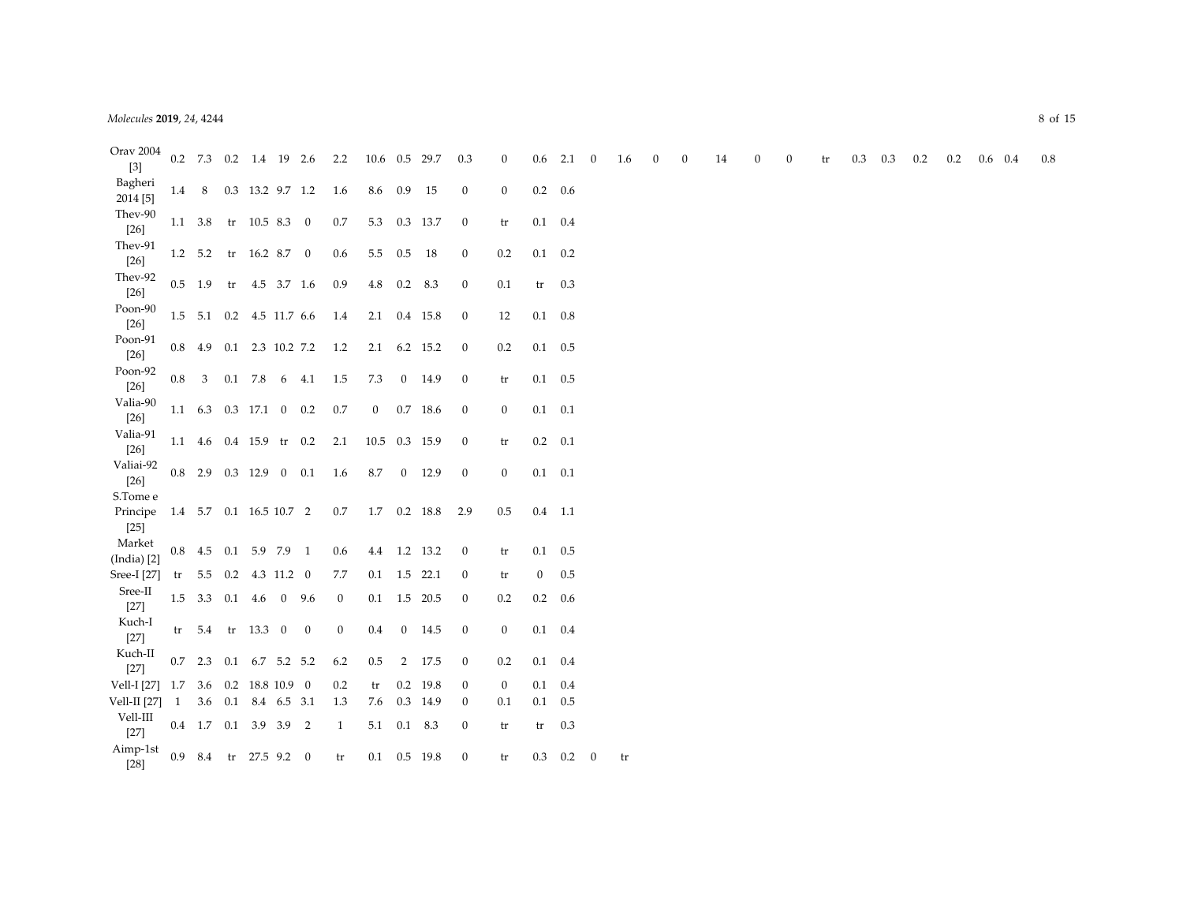| | | | | | | | | | | | | | | | | | | | | | | | | | | | | | |
|---|---|---|---|---|---|---|---|---|---|---|---|---|---|---|---|---|---|---|---|---|---|---|---|---|---|---|---|---|---|
| Orav 2004 [3] | 0.2 | 7.3 | 0.2 | 1.4 | 19 | 2.6 | 2.2 | 10.6 | 0.5 | 29.7 | 0.3 | 0 | 0.6 | 2.1 | 0 | 1.6 | 0 | 0 | 14 | 0 | 0 | tr | 0.3 | 0.3 | 0.2 | 0.2 | 0.6 | 0.4 | 0.8 |
| Bagheri 2014 [5] | 1.4 | 8 | 0.3 | 13.2 | 9.7 | 1.2 | 1.6 | 8.6 | 0.9 | 15 | 0 | 0 | 0.2 | 0.6 | | | | | | | | | | | | | | | |
| Thev-90 [26] | 1.1 | 3.8 | tr | 10.5 | 8.3 | 0 | 0.7 | 5.3 | 0.3 | 13.7 | 0 | tr | 0.1 | 0.4 | | | | | | | | | | | | | | | |
| Thev-91 [26] | 1.2 | 5.2 | tr | 16.2 | 8.7 | 0 | 0.6 | 5.5 | 0.5 | 18 | 0 | 0.2 | 0.1 | 0.2 | | | | | | | | | | | | | | | |
| Thev-92 [26] | 0.5 | 1.9 | tr | 4.5 | 3.7 | 1.6 | 0.9 | 4.8 | 0.2 | 8.3 | 0 | 0.1 | tr | 0.3 | | | | | | | | | | | | | | | |
| Poon-90 [26] | 1.5 | 5.1 | 0.2 | 4.5 | 11.7 | 6.6 | 1.4 | 2.1 | 0.4 | 15.8 | 0 | 12 | 0.1 | 0.8 | | | | | | | | | | | | | | | |
| Poon-91 [26] | 0.8 | 4.9 | 0.1 | 2.3 | 10.2 | 7.2 | 1.2 | 2.1 | 6.2 | 15.2 | 0 | 0.2 | 0.1 | 0.5 | | | | | | | | | | | | | | | |
| Poon-92 [26] | 0.8 | 3 | 0.1 | 7.8 | 6 | 4.1 | 1.5 | 7.3 | 0 | 14.9 | 0 | tr | 0.1 | 0.5 | | | | | | | | | | | | | | | |
| Valia-90 [26] | 1.1 | 6.3 | 0.3 | 17.1 | 0 | 0.2 | 0.7 | 0 | 0.7 | 18.6 | 0 | 0 | 0.1 | 0.1 | | | | | | | | | | | | | | | |
| Valia-91 [26] | 1.1 | 4.6 | 0.4 | 15.9 | tr | 0.2 | 2.1 | 10.5 | 0.3 | 15.9 | 0 | tr | 0.2 | 0.1 | | | | | | | | | | | | | | | |
| Valiai-92 [26] | 0.8 | 2.9 | 0.3 | 12.9 | 0 | 0.1 | 1.6 | 8.7 | 0 | 12.9 | 0 | 0 | 0.1 | 0.1 | | | | | | | | | | | | | | | |
| S.Tome e Principe [25] | 1.4 | 5.7 | 0.1 | 16.5 | 10.7 | 2 | 0.7 | 1.7 | 0.2 | 18.8 | 2.9 | 0.5 | 0.4 | 1.1 | | | | | | | | | | | | | | | |
| Market (India) [2] | 0.8 | 4.5 | 0.1 | 5.9 | 7.9 | 1 | 0.6 | 4.4 | 1.2 | 13.2 | 0 | tr | 0.1 | 0.5 | | | | | | | | | | | | | | | |
| Sree-I [27] | tr | 5.5 | 0.2 | 4.3 | 11.2 | 0 | 7.7 | 0.1 | 1.5 | 22.1 | 0 | tr | 0 | 0.5 | | | | | | | | | | | | | | | |
| Sree-II [27] | 1.5 | 3.3 | 0.1 | 4.6 | 0 | 9.6 | 0 | 0.1 | 1.5 | 20.5 | 0 | 0.2 | 0.2 | 0.6 | | | | | | | | | | | | | | | |
| Kuch-I [27] | tr | 5.4 | tr | 13.3 | 0 | 0 | 0 | 0.4 | 0 | 14.5 | 0 | 0 | 0.1 | 0.4 | | | | | | | | | | | | | | | |
| Kuch-II [27] | 0.7 | 2.3 | 0.1 | 6.7 | 5.2 | 5.2 | 6.2 | 0.5 | 2 | 17.5 | 0 | 0.2 | 0.1 | 0.4 | | | | | | | | | | | | | | | |
| Vell-I [27] | 1.7 | 3.6 | 0.2 | 18.8 | 10.9 | 0 | 0.2 | tr | 0.2 | 19.8 | 0 | 0 | 0.1 | 0.4 | | | | | | | | | | | | | | | |
| Vell-II [27] | 1 | 3.6 | 0.1 | 8.4 | 6.5 | 3.1 | 1.3 | 7.6 | 0.3 | 14.9 | 0 | 0.1 | 0.1 | 0.5 | | | | | | | | | | | | | | | |
| Vell-III [27] | 0.4 | 1.7 | 0.1 | 3.9 | 3.9 | 2 | 1 | 5.1 | 0.1 | 8.3 | 0 | tr | tr | 0.3 | | | | | | | | | | | | | | | |
| Aimp-1st [28] | 0.9 | 8.4 | tr | 27.5 | 9.2 | 0 | tr | 0.1 | 0.5 | 19.8 | 0 | tr | 0.3 | 0.2 | 0 | tr | | | | | | | | | | | | | |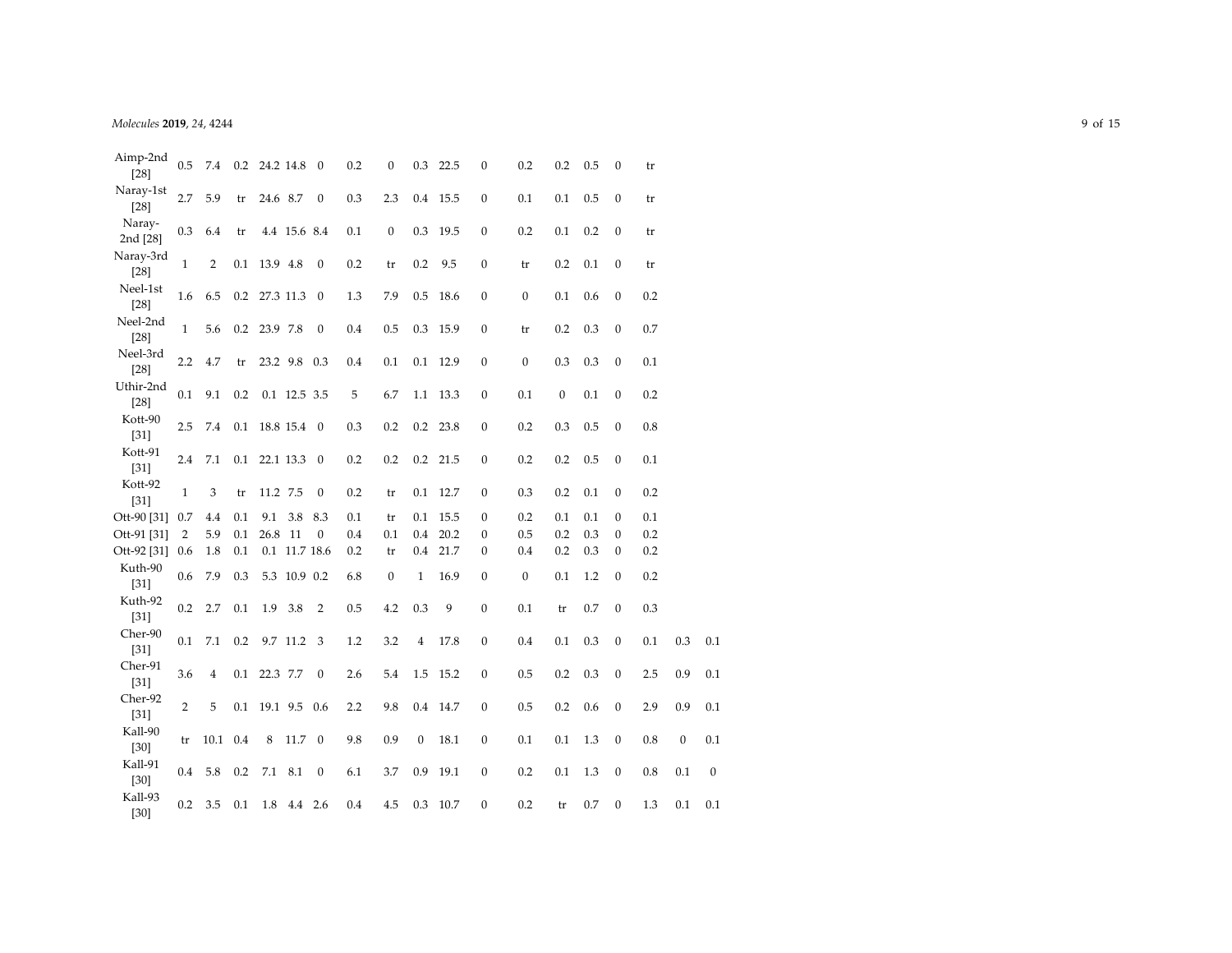| | | | | | | | | | | | | | | | | | |
|---|---|---|---|---|---|---|---|---|---|---|---|---|---|---|---|---|---|
| Aimp-2nd [28] | 0.5 | 7.4 | 0.2 | 24.2 | 14.8 | 0 | 0.2 | 0 | 0.3 | 22.5 | 0 | 0.2 | 0.2 | 0.5 | 0 | tr | | |
| Naray-1st [28] | 2.7 | 5.9 | tr | 24.6 | 8.7 | 0 | 0.3 | 2.3 | 0.4 | 15.5 | 0 | 0.1 | 0.1 | 0.5 | 0 | tr | | |
| Naray-2nd [28] | 0.3 | 6.4 | tr | 4.4 | 15.6 | 8.4 | 0.1 | 0 | 0.3 | 19.5 | 0 | 0.2 | 0.1 | 0.2 | 0 | tr | | |
| Naray-3rd [28] | 1 | 2 | 0.1 | 13.9 | 4.8 | 0 | 0.2 | tr | 0.2 | 9.5 | 0 | tr | 0.2 | 0.1 | 0 | tr | | |
| Neel-1st [28] | 1.6 | 6.5 | 0.2 | 27.3 | 11.3 | 0 | 1.3 | 7.9 | 0.5 | 18.6 | 0 | 0 | 0.1 | 0.6 | 0 | 0.2 | | |
| Neel-2nd [28] | 1 | 5.6 | 0.2 | 23.9 | 7.8 | 0 | 0.4 | 0.5 | 0.3 | 15.9 | 0 | tr | 0.2 | 0.3 | 0 | 0.7 | | |
| Neel-3rd [28] | 2.2 | 4.7 | tr | 23.2 | 9.8 | 0.3 | 0.4 | 0.1 | 0.1 | 12.9 | 0 | 0 | 0.3 | 0.3 | 0 | 0.1 | | |
| Uthir-2nd [28] | 0.1 | 9.1 | 0.2 | 0.1 | 12.5 | 3.5 | 5 | 6.7 | 1.1 | 13.3 | 0 | 0.1 | 0 | 0.1 | 0 | 0.2 | | |
| Kott-90 [31] | 2.5 | 7.4 | 0.1 | 18.8 | 15.4 | 0 | 0.3 | 0.2 | 0.2 | 23.8 | 0 | 0.2 | 0.3 | 0.5 | 0 | 0.8 | | |
| Kott-91 [31] | 2.4 | 7.1 | 0.1 | 22.1 | 13.3 | 0 | 0.2 | 0.2 | 0.2 | 21.5 | 0 | 0.2 | 0.2 | 0.5 | 0 | 0.1 | | |
| Kott-92 [31] | 1 | 3 | tr | 11.2 | 7.5 | 0 | 0.2 | tr | 0.1 | 12.7 | 0 | 0.3 | 0.2 | 0.1 | 0 | 0.2 | | |
| Ott-90 [31] | 0.7 | 4.4 | 0.1 | 9.1 | 3.8 | 8.3 | 0.1 | tr | 0.1 | 15.5 | 0 | 0.2 | 0.1 | 0.1 | 0 | 0.1 | | |
| Ott-91 [31] | 2 | 5.9 | 0.1 | 26.8 | 11 | 0 | 0.4 | 0.1 | 0.4 | 20.2 | 0 | 0.5 | 0.2 | 0.3 | 0 | 0.2 | | |
| Ott-92 [31] | 0.6 | 1.8 | 0.1 | 0.1 | 11.7 | 18.6 | 0.2 | tr | 0.4 | 21.7 | 0 | 0.4 | 0.2 | 0.3 | 0 | 0.2 | | |
| Kuth-90 [31] | 0.6 | 7.9 | 0.3 | 5.3 | 10.9 | 0.2 | 6.8 | 0 | 1 | 16.9 | 0 | 0 | 0.1 | 1.2 | 0 | 0.2 | | |
| Kuth-92 [31] | 0.2 | 2.7 | 0.1 | 1.9 | 3.8 | 2 | 0.5 | 4.2 | 0.3 | 9 | 0 | 0.1 | tr | 0.7 | 0 | 0.3 | | |
| Cher-90 [31] | 0.1 | 7.1 | 0.2 | 9.7 | 11.2 | 3 | 1.2 | 3.2 | 4 | 17.8 | 0 | 0.4 | 0.1 | 0.3 | 0 | 0.1 | 0.3 | 0.1 |
| Cher-91 [31] | 3.6 | 4 | 0.1 | 22.3 | 7.7 | 0 | 2.6 | 5.4 | 1.5 | 15.2 | 0 | 0.5 | 0.2 | 0.3 | 0 | 2.5 | 0.9 | 0.1 |
| Cher-92 [31] | 2 | 5 | 0.1 | 19.1 | 9.5 | 0.6 | 2.2 | 9.8 | 0.4 | 14.7 | 0 | 0.5 | 0.2 | 0.6 | 0 | 2.9 | 0.9 | 0.1 |
| Kall-90 [30] | tr | 10.1 | 0.4 | 8 | 11.7 | 0 | 9.8 | 0.9 | 0 | 18.1 | 0 | 0.1 | 0.1 | 1.3 | 0 | 0.8 | 0 | 0.1 |
| Kall-91 [30] | 0.4 | 5.8 | 0.2 | 7.1 | 8.1 | 0 | 6.1 | 3.7 | 0.9 | 19.1 | 0 | 0.2 | 0.1 | 1.3 | 0 | 0.8 | 0.1 | 0 |
| Kall-93 [30] | 0.2 | 3.5 | 0.1 | 1.8 | 4.4 | 2.6 | 0.4 | 4.5 | 0.3 | 10.7 | 0 | 0.2 | tr | 0.7 | 0 | 1.3 | 0.1 | 0.1 |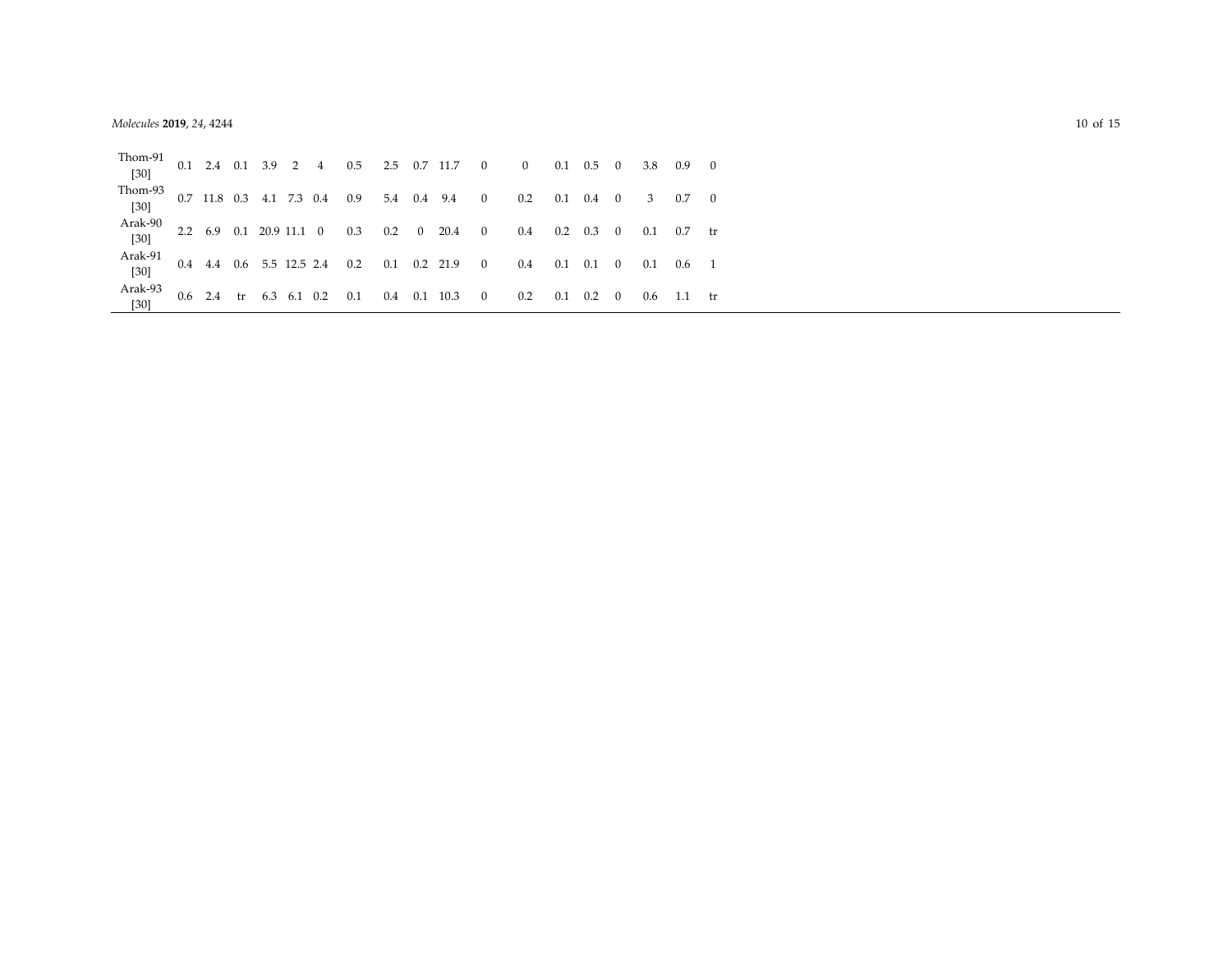| | | | | | | | | | | | | | | | | | | | |
|---|---|---|---|---|---|---|---|---|---|---|---|---|---|---|---|---|---|---|---|
| Thom-91 [30] | 0.1 | 2.4 | 0.1 | 3.9 | 2 | 4 | 0.5 | 2.5 | 0.7 | 11.7 | 0 | 0 | 0.1 | 0.5 | 0 | 3.8 | 0.9 | 0 |
| Thom-93 [30] | 0.7 | 11.8 | 0.3 | 4.1 | 7.3 | 0.4 | 0.9 | 5.4 | 0.4 | 9.4 | 0 | 0.2 | 0.1 | 0.4 | 0 | 3 | 0.7 | 0 |
| Arak-90 [30] | 2.2 | 6.9 | 0.1 | 20.9 | 11.1 | 0 | 0.3 | 0.2 | 0 | 20.4 | 0 | 0.4 | 0.2 | 0.3 | 0 | 0.1 | 0.7 | tr |
| Arak-91 [30] | 0.4 | 4.4 | 0.6 | 5.5 | 12.5 | 2.4 | 0.2 | 0.1 | 0.2 | 21.9 | 0 | 0.4 | 0.1 | 0.1 | 0 | 0.1 | 0.6 | 1 |
| Arak-93 [30] | 0.6 | 2.4 | tr | 6.3 | 6.1 | 0.2 | 0.1 | 0.4 | 0.1 | 10.3 | 0 | 0.2 | 0.1 | 0.2 | 0 | 0.6 | 1.1 | tr |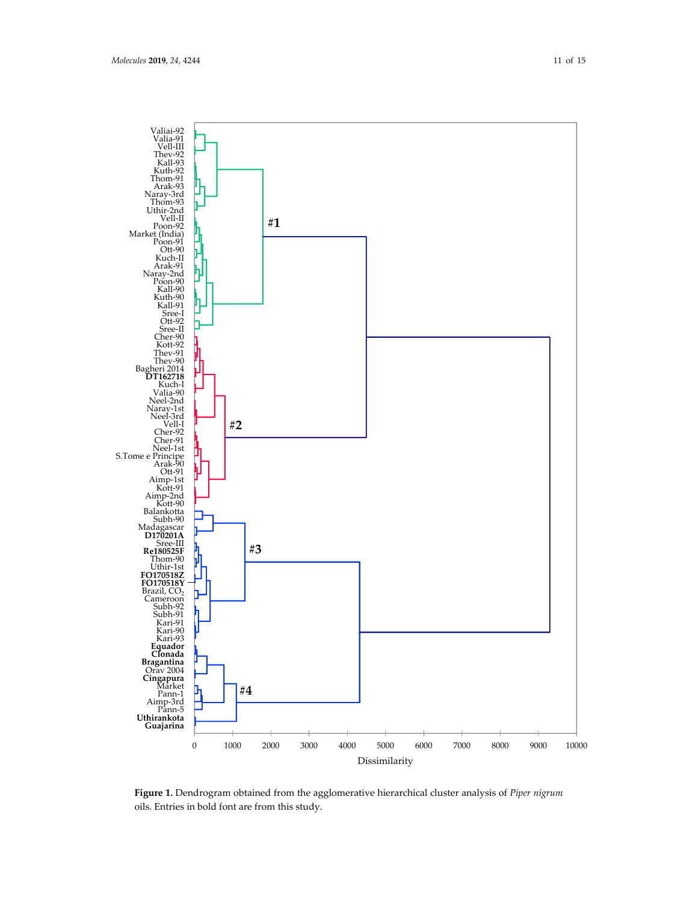**Figure 1.** Dendrogram obtained from the agglomerative hierarchical cluster analysis of *Piper nigrum* oils. Entries in bold font are from this study.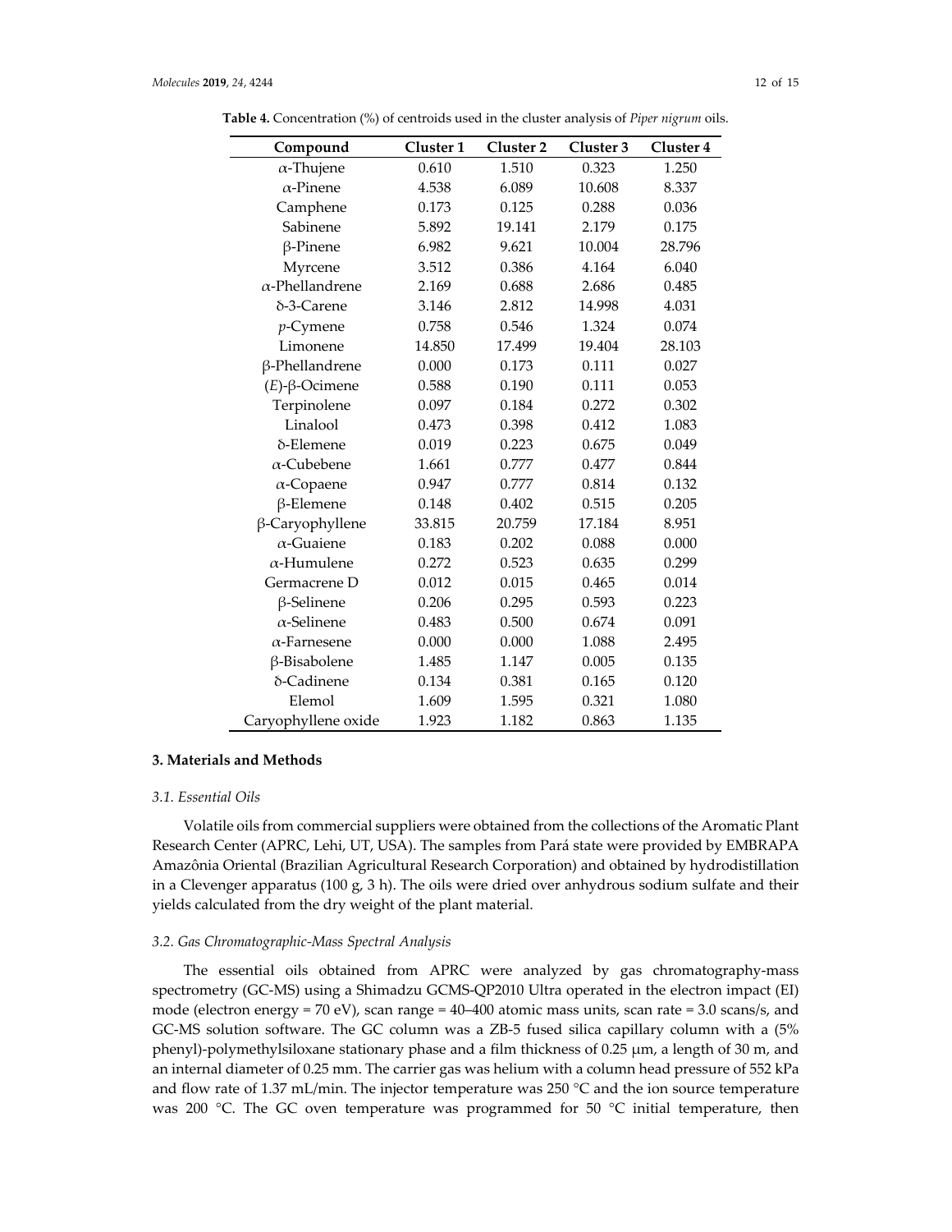**Table 4.** Concentration (%) of centroids used in the cluster analysis of *Piper nigrum* oils.

| Compound | Cluster 1 | Cluster 2 | Cluster 3 | Cluster 4 |
|---|---|---|---|---|
| α-Thujene | 0.610 | 1.510 | 0.323 | 1.250 |
| α-Pinene | 4.538 | 6.089 | 10.608 | 8.337 |
| Camphene | 0.173 | 0.125 | 0.288 | 0.036 |
| Sabinene | 5.892 | 19.141 | 2.179 | 0.175 |
| β-Pinene | 6.982 | 9.621 | 10.004 | 28.796 |
| Myrcene | 3.512 | 0.386 | 4.164 | 6.040 |
| α-Phellandrene | 2.169 | 0.688 | 2.686 | 0.485 |
| δ-3-Carene | 3.146 | 2.812 | 14.998 | 4.031 |
| *p*-Cymene | 0.758 | 0.546 | 1.324 | 0.074 |
| Limonene | 14.850 | 17.499 | 19.404 | 28.103 |
| β-Phellandrene | 0.000 | 0.173 | 0.111 | 0.027 |
| (*E*)-β-Ocimene | 0.588 | 0.190 | 0.111 | 0.053 |
| Terpinolene | 0.097 | 0.184 | 0.272 | 0.302 |
| Linalool | 0.473 | 0.398 | 0.412 | 1.083 |
| δ-Elemene | 0.019 | 0.223 | 0.675 | 0.049 |
| α-Cubebene | 1.661 | 0.777 | 0.477 | 0.844 |
| α-Copaene | 0.947 | 0.777 | 0.814 | 0.132 |
| β-Elemene | 0.148 | 0.402 | 0.515 | 0.205 |
| β-Caryophyllene | 33.815 | 20.759 | 17.184 | 8.951 |
| α-Guaiene | 0.183 | 0.202 | 0.088 | 0.000 |
| α-Humulene | 0.272 | 0.523 | 0.635 | 0.299 |
| Germacrene D | 0.012 | 0.015 | 0.465 | 0.014 |
| β-Selinene | 0.206 | 0.295 | 0.593 | 0.223 |
| α-Selinene | 0.483 | 0.500 | 0.674 | 0.091 |
| α-Farnesene | 0.000 | 0.000 | 1.088 | 2.495 |
| β-Bisabolene | 1.485 | 1.147 | 0.005 | 0.135 |
| δ-Cadinene | 0.134 | 0.381 | 0.165 | 0.120 |
| Elemol | 1.609 | 1.595 | 0.321 | 1.080 |
| Caryophyllene oxide | 1.923 | 1.182 | 0.863 | 1.135 |

## 3. Materials and Methods

### 3.1. Essential Oils

Volatile oils from commercial suppliers were obtained from the collections of the Aromatic Plant Research Center (APRC, Lehi, UT, USA). The samples from Pará state were provided by EMBRAPA Amazônia Oriental (Brazilian Agricultural Research Corporation) and obtained by hydrodistillation in a Clevenger apparatus (100 g, 3 h). The oils were dried over anhydrous sodium sulfate and their yields calculated from the dry weight of the plant material.

### 3.2. Gas Chromatographic-Mass Spectral Analysis

The essential oils obtained from APRC were analyzed by gas chromatography-mass spectrometry (GC-MS) using a Shimadzu GCMS-QP2010 Ultra operated in the electron impact (EI) mode (electron energy = 70 eV), scan range = 40–400 atomic mass units, scan rate = 3.0 scans/s, and GC-MS solution software. The GC column was a ZB-5 fused silica capillary column with a (5% phenyl)-polymethylsiloxane stationary phase and a film thickness of 0.25 μm, a length of 30 m, and an internal diameter of 0.25 mm. The carrier gas was helium with a column head pressure of 552 kPa and flow rate of 1.37 mL/min. The injector temperature was 250 °C and the ion source temperature was 200 °C. The GC oven temperature was programmed for 50 °C initial temperature, then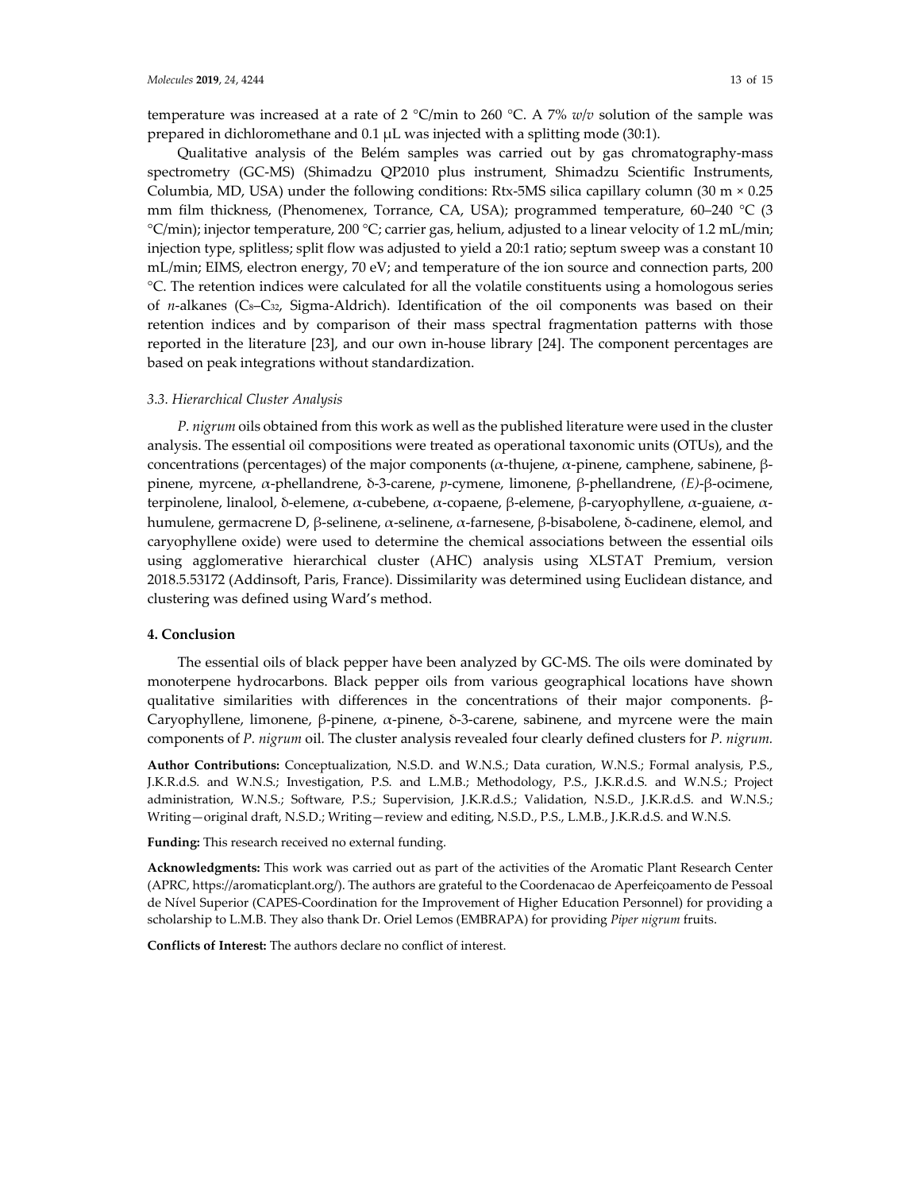temperature was increased at a rate of 2 °C/min to 260 °C. A 7% *w*/*v* solution of the sample was prepared in dichloromethane and 0.1 μL was injected with a splitting mode (30:1).

Qualitative analysis of the Belém samples was carried out by gas chromatography-mass spectrometry (GC-MS) (Shimadzu QP2010 plus instrument, Shimadzu Scientific Instruments, Columbia, MD, USA) under the following conditions: Rtx-5MS silica capillary column (30 m × 0.25 mm film thickness, (Phenomenex, Torrance, CA, USA); programmed temperature, 60–240 °C (3 °C/min); injector temperature, 200 °C; carrier gas, helium, adjusted to a linear velocity of 1.2 mL/min; injection type, splitless; split flow was adjusted to yield a 20:1 ratio; septum sweep was a constant 10 mL/min; EIMS, electron energy, 70 eV; and temperature of the ion source and connection parts, 200 °C. The retention indices were calculated for all the volatile constituents using a homologous series of *n*-alkanes ($C_8$–$C_{32}$, Sigma-Aldrich). Identification of the oil components was based on their retention indices and by comparison of their mass spectral fragmentation patterns with those reported in the literature [23], and our own in-house library [24]. The component percentages are based on peak integrations without standardization.

### 3.3. Hierarchical Cluster Analysis

*P. nigrum* oils obtained from this work as well as the published literature were used in the cluster analysis. The essential oil compositions were treated as operational taxonomic units (OTUs), and the concentrations (percentages) of the major components (α-thujene, α-pinene, camphene, sabinene, β-pinene, myrcene, α-phellandrene, δ-3-carene, *p*-cymene, limonene, β-phellandrene, *(E)*-β-ocimene, terpinolene, linalool, δ-elemene, α-cubebene, α-copaene, β-elemene, β-caryophyllene, α-guaiene, α-humulene, germacrene D, β-selinene, α-selinene, α-farnesene, β-bisabolene, δ-cadinene, elemol, and caryophyllene oxide) were used to determine the chemical associations between the essential oils using agglomerative hierarchical cluster (AHC) analysis using XLSTAT Premium, version 2018.5.53172 (Addinsoft, Paris, France). Dissimilarity was determined using Euclidean distance, and clustering was defined using Ward's method.

## 4. Conclusion

The essential oils of black pepper have been analyzed by GC-MS. The oils were dominated by monoterpene hydrocarbons. Black pepper oils from various geographical locations have shown qualitative similarities with differences in the concentrations of their major components. β-Caryophyllene, limonene, β-pinene, α-pinene, δ-3-carene, sabinene, and myrcene were the main components of *P. nigrum* oil. The cluster analysis revealed four clearly defined clusters for *P. nigrum*.

**Author Contributions:** Conceptualization, N.S.D. and W.N.S.; Data curation, W.N.S.; Formal analysis, P.S., J.K.R.d.S. and W.N.S.; Investigation, P.S. and L.M.B.; Methodology, P.S., J.K.R.d.S. and W.N.S.; Project administration, W.N.S.; Software, P.S.; Supervision, J.K.R.d.S.; Validation, N.S.D., J.K.R.d.S. and W.N.S.; Writing—original draft, N.S.D.; Writing—review and editing, N.S.D., P.S., L.M.B., J.K.R.d.S. and W.N.S.

**Funding:** This research received no external funding.

**Acknowledgments:** This work was carried out as part of the activities of the Aromatic Plant Research Center (APRC, https://aromaticplant.org/). The authors are grateful to the Coordenacao de Aperfeiçoamento de Pessoal de Nível Superior (CAPES-Coordination for the Improvement of Higher Education Personnel) for providing a scholarship to L.M.B. They also thank Dr. Oriel Lemos (EMBRAPA) for providing *Piper nigrum* fruits.

**Conflicts of Interest:** The authors declare no conflict of interest.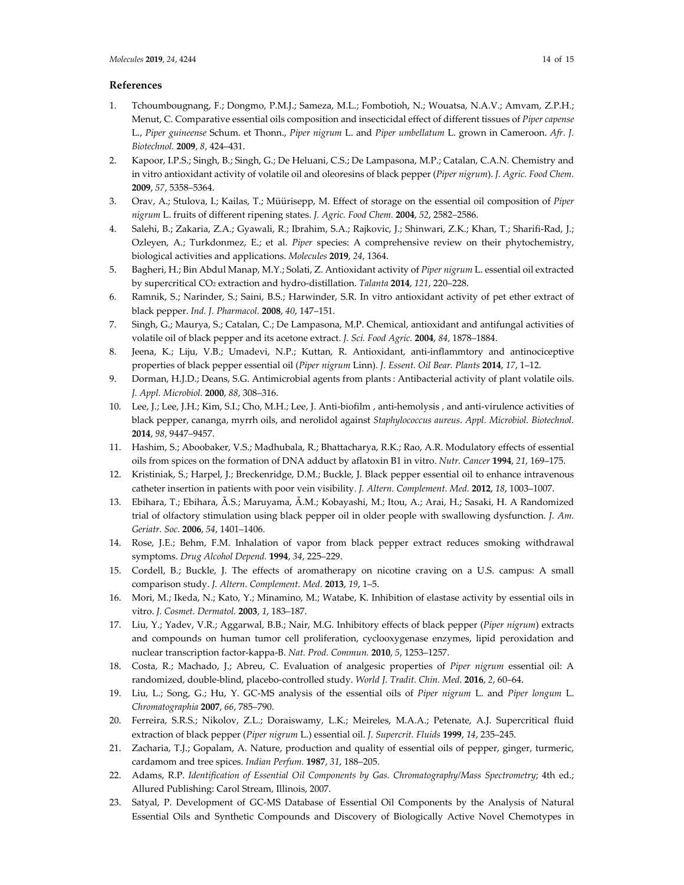## References

1. Tchoumbougnang, F.; Dongmo, P.M.J.; Sameza, M.L.; Fombotioh, N.; Wouatsa, N.A.V.; Amvam, Z.P.H.; Menut, C. Comparative essential oils composition and insecticidal effect of different tissues of *Piper capense* L., *Piper guineense* Schum. et Thonn., *Piper nigrum* L. and *Piper umbellatum* L. grown in Cameroon. *Afr. J. Biotechnol.* **2009**, *8*, 424–431.
2. Kapoor, I.P.S.; Singh, B.; Singh, G.; De Heluani, C.S.; De Lampasona, M.P.; Catalan, C.A.N. Chemistry and in vitro antioxidant activity of volatile oil and oleoresins of black pepper (*Piper nigrum*). *J. Agric. Food Chem.* **2009**, *57*, 5358–5364.
3. Orav, A.; Stulova, I.; Kailas, T.; Müürisepp, M. Effect of storage on the essential oil composition of *Piper nigrum* L. fruits of different ripening states. *J. Agric. Food Chem.* **2004**, *52*, 2582–2586.
4. Salehi, B.; Zakaria, Z.A.; Gyawali, R.; Ibrahim, S.A.; Rajkovic, J.; Shinwari, Z.K.; Khan, T.; Sharifi-Rad, J.; Ozleyen, A.; Turkdonmez, E.; et al. *Piper* species: A comprehensive review on their phytochemistry, biological activities and applications. *Molecules* **2019**, *24*, 1364.
5. Bagheri, H.; Bin Abdul Manap, M.Y.; Solati, Z. Antioxidant activity of *Piper nigrum* L. essential oil extracted by supercritical $CO_2$ extraction and hydro-distillation. *Talanta* **2014**, *121*, 220–228.
6. Ramnik, S.; Narinder, S.; Saini, B.S.; Harwinder, S.R. In vitro antioxidant activity of pet ether extract of black pepper. *Ind. J. Pharmacol.* **2008**, *40*, 147–151.
7. Singh, G.; Maurya, S.; Catalan, C.; De Lampasona, M.P. Chemical, antioxidant and antifungal activities of volatile oil of black pepper and its acetone extract. *J. Sci. Food Agric.* **2004**, *84*, 1878–1884.
8. Jeena, K.; Liju, V.B.; Umadevi, N.P.; Kuttan, R. Antioxidant, anti-inflammtory and antinociceptive properties of black pepper essential oil (*Piper nigrum* Linn). *J. Essent. Oil Bear. Plants* **2014**, *17*, 1–12.
9. Dorman, H.J.D.; Deans, S.G. Antimicrobial agents from plants : Antibacterial activity of plant volatile oils. *J. Appl. Microbiol.* **2000**, *88*, 308–316.
10. Lee, J.; Lee, J.H.; Kim, S.I.; Cho, M.H.; Lee, J. Anti-biofilm , anti-hemolysis , and anti-virulence activities of black pepper, cananga, myrrh oils, and nerolidol against *Staphylococcus aureus*. *Appl. Microbiol. Biotechnol.* **2014**, *98*, 9447–9457.
11. Hashim, S.; Aboobaker, V.S.; Madhubala, R.; Bhattacharya, R.K.; Rao, A.R. Modulatory effects of essential oils from spices on the formation of DNA adduct by aflatoxin B1 in vitro. *Nutr. Cancer* **1994**, *21*, 169–175.
12. Kristiniak, S.; Harpel, J.; Breckenridge, D.M.; Buckle, J. Black pepper essential oil to enhance intravenous catheter insertion in patients with poor vein visibility. *J. Altern. Complement. Med.* **2012**, *18*, 1003–1007.
13. Ebihara, T.; Ebihara, Ã.S.; Maruyama, Ã.M.; Kobayashi, M.; Itou, A.; Arai, H.; Sasaki, H. A Randomized trial of olfactory stimulation using black pepper oil in older people with swallowing dysfunction. *J. Am. Geriatr. Soc.* **2006**, *54*, 1401–1406.
14. Rose, J.E.; Behm, F.M. Inhalation of vapor from black pepper extract reduces smoking withdrawal symptoms. *Drug Alcohol Depend.* **1994**, *34*, 225–229.
15. Cordell, B.; Buckle, J. The effects of aromatherapy on nicotine craving on a U.S. campus: A small comparison study. *J. Altern. Complement. Med.* **2013**, *19*, 1–5.
16. Mori, M.; Ikeda, N.; Kato, Y.; Minamino, M.; Watabe, K. Inhibition of elastase activity by essential oils in vitro. *J. Cosmet. Dermatol.* **2003**, *1*, 183–187.
17. Liu, Y.; Yadev, V.R.; Aggarwal, B.B.; Nair, M.G. Inhibitory effects of black pepper (*Piper nigrum*) extracts and compounds on human tumor cell proliferation, cyclooxygenase enzymes, lipid peroxidation and nuclear transcription factor-kappa-B. *Nat. Prod. Commun.* **2010**, *5*, 1253–1257.
18. Costa, R.; Machado, J.; Abreu, C. Evaluation of analgesic properties of *Piper nigrum* essential oil: A randomized, double-blind, placebo-controlled study. *World J. Tradit. Chin. Med.* **2016**, *2*, 60–64.
19. Liu, L.; Song, G.; Hu, Y. GC-MS analysis of the essential oils of *Piper nigrum* L. and *Piper longum* L. *Chromatographia* **2007**, *66*, 785–790.
20. Ferreira, S.R.S.; Nikolov, Z.L.; Doraiswamy, L.K.; Meireles, M.A.A.; Petenate, A.J. Supercritical fluid extraction of black pepper (*Piper nigrum* L.) essential oil. *J. Supercrit. Fluids* **1999**, *14*, 235–245.
21. Zacharia, T.J.; Gopalam, A. Nature, production and quality of essential oils of pepper, ginger, turmeric, cardamom and tree spices. *Indian Perfum.* **1987**, *31*, 188–205.
22. Adams, R.P. *Identification of Essential Oil Components by Gas Chromatography/Mass Spectrometry*; 4th ed.; Allured Publishing: Carol Stream, Illinois, 2007.
23. Satyal, P. Development of GC-MS Database of Essential Oil Components by the Analysis of Natural Essential Oils and Synthetic Compounds and Discovery of Biologically Active Novel Chemotypes in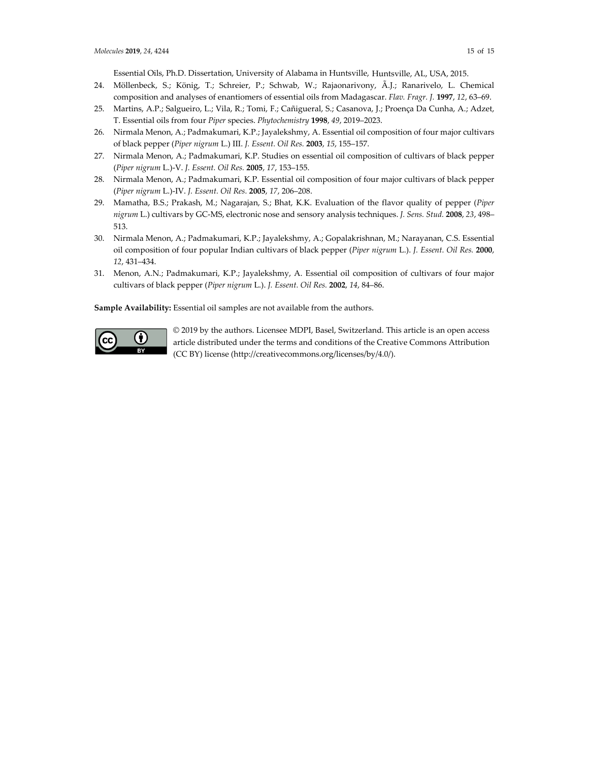Essential Oils, Ph.D. Dissertation, University of Alabama in Huntsville, Huntsville, AL, USA, 2015.

24. Möllenbeck, S.; König, T.; Schreier, P.; Schwab, W.; Rajaonarivony, Ã.J.; Ranarivelo, L. Chemical composition and analyses of enantiomers of essential oils from Madagascar. *Flav. Fragr. J.* **1997**, *12*, 63–69.
25. Martins, A.P.; Salgueiro, L.; Vila, R.; Tomi, F.; Cañigueral, S.; Casanova, J.; Proença Da Cunha, A.; Adzet, T. Essential oils from four *Piper* species. *Phytochemistry* **1998**, *49*, 2019–2023.
26. Nirmala Menon, A.; Padmakumari, K.P.; Jayalekshmy, A. Essential oil composition of four major cultivars of black pepper (*Piper nigrum* L.) III. *J. Essent. Oil Res.* **2003**, *15*, 155–157.
27. Nirmala Menon, A.; Padmakumari, K.P. Studies on essential oil composition of cultivars of black pepper (*Piper nigrum* L.)-V. *J. Essent. Oil Res.* **2005**, *17*, 153–155.
28. Nirmala Menon, A.; Padmakumari, K.P. Essential oil composition of four major cultivars of black pepper (*Piper nigrum* L.)-IV. *J. Essent. Oil Res.* **2005**, *17*, 206–208.
29. Mamatha, B.S.; Prakash, M.; Nagarajan, S.; Bhat, K.K. Evaluation of the flavor quality of pepper (*Piper nigrum* L.) cultivars by GC-MS, electronic nose and sensory analysis techniques. *J. Sens. Stud.* **2008**, *23*, 498–513.
30. Nirmala Menon, A.; Padmakumari, K.P.; Jayalekshmy, A.; Gopalakrishnan, M.; Narayanan, C.S. Essential oil composition of four popular Indian cultivars of black pepper (*Piper nigrum* L.). *J. Essent. Oil Res.* **2000**, *12*, 431–434.
31. Menon, A.N.; Padmakumari, K.P.; Jayalekshmy, A. Essential oil composition of cultivars of four major cultivars of black pepper (*Piper nigrum* L.). *J. Essent. Oil Res.* **2002**, *14*, 84–86.

**Sample Availability:** Essential oil samples are not available from the authors.

© 2019 by the authors. Licensee MDPI, Basel, Switzerland. This article is an open access article distributed under the terms and conditions of the Creative Commons Attribution (CC BY) license (http://creativecommons.org/licenses/by/4.0/).